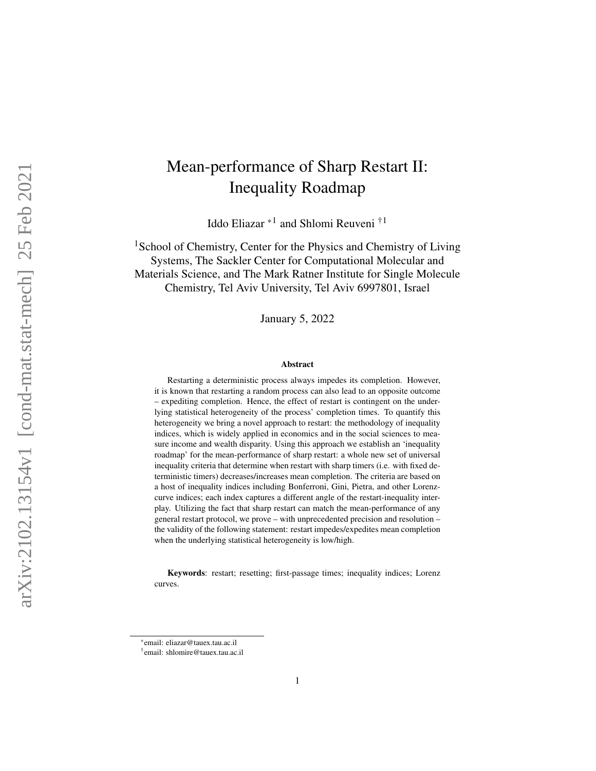# Mean-performance of Sharp Restart II: Inequality Roadmap

Iddo Eliazar [*1] and Shlomi Reuveni [†1]

[1]School of Chemistry, Center for the Physics and Chemistry of Living Systems, The Sackler Center for Computational Molecular and Materials Science, and The Mark Ratner Institute for Single Molecule Chemistry, Tel Aviv University, Tel Aviv 6997801, Israel

January 5, 2022

### Abstract

Restarting a deterministic process always impedes its completion. However, it is known that restarting a random process can also lead to an opposite outcome – expediting completion. Hence, the effect of restart is contingent on the underlying statistical heterogeneity of the process' completion times. To quantify this heterogeneity we bring a novel approach to restart: the methodology of inequality indices, which is widely applied in economics and in the social sciences to measure income and wealth disparity. Using this approach we establish an 'inequality roadmap' for the mean-performance of sharp restart: a whole new set of universal inequality criteria that determine when restart with sharp timers (i.e. with fixed deterministic timers) decreases/increases mean completion. The criteria are based on a host of inequality indices including Bonferroni, Gini, Pietra, and other Lorenz-curve indices; each index captures a different angle of the restart-inequality interplay. Utilizing the fact that sharp restart can match the mean-performance of any general restart protocol, we prove – with unprecedented precision and resolution – the validity of the following statement: restart impedes/expedites mean completion when the underlying statistical heterogeneity is low/high.

**Keywords**: restart; resetting; first-passage times; inequality indices; Lorenz curves.

[*]email: eliazar@tauex.tau.ac.il
[†]email: shlomire@tauex.tau.ac.il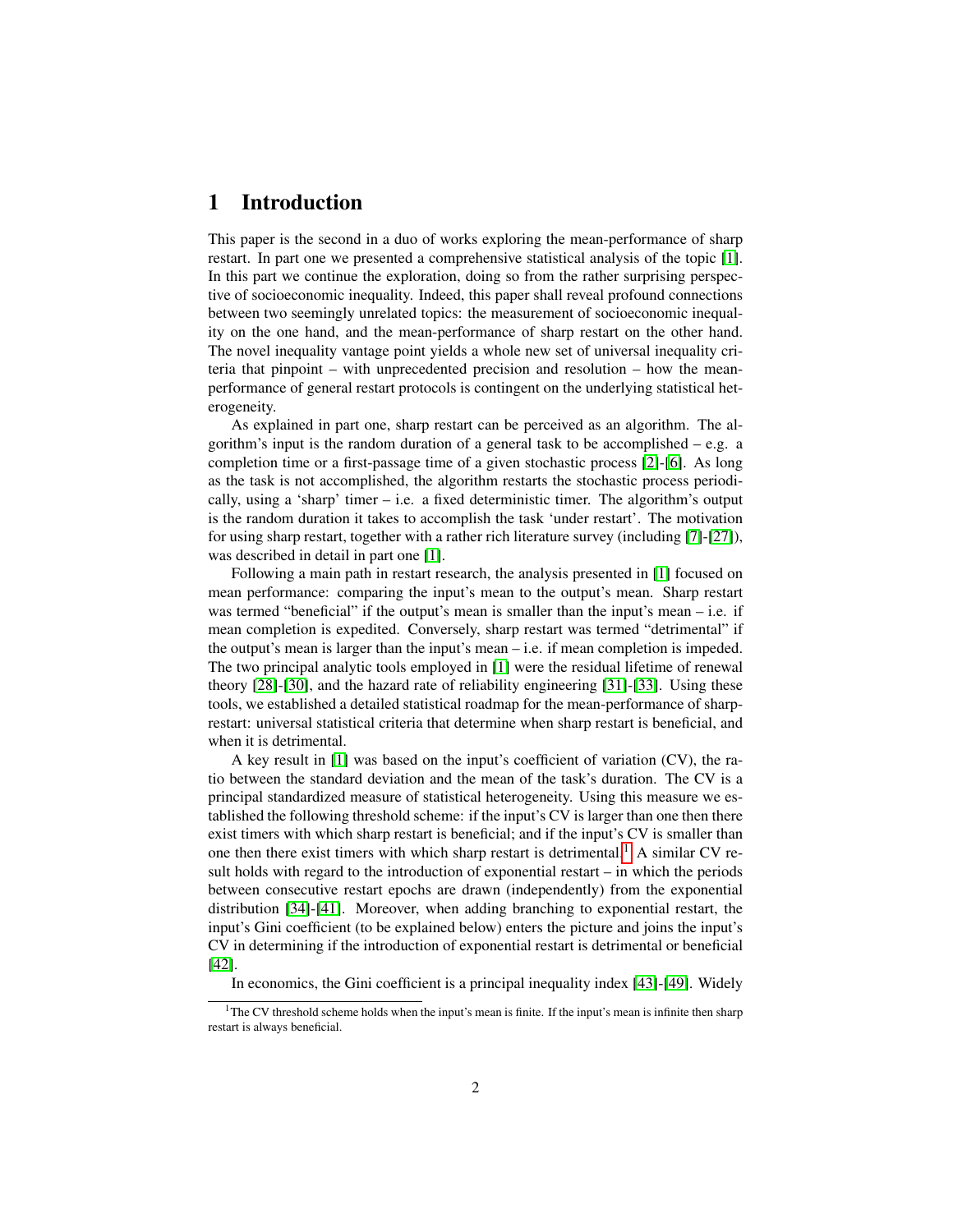# 1 Introduction

This paper is the second in a duo of works exploring the mean-performance of sharp restart. In part one we presented a comprehensive statistical analysis of the topic [1]. In this part we continue the exploration, doing so from the rather surprising perspective of socioeconomic inequality. Indeed, this paper shall reveal profound connections between two seemingly unrelated topics: the measurement of socioeconomic inequality on the one hand, and the mean-performance of sharp restart on the other hand. The novel inequality vantage point yields a whole new set of universal inequality criteria that pinpoint – with unprecedented precision and resolution – how the mean-performance of general restart protocols is contingent on the underlying statistical heterogeneity.

As explained in part one, sharp restart can be perceived as an algorithm. The algorithm's input is the random duration of a general task to be accomplished – e.g. a completion time or a first-passage time of a given stochastic process [2]-[6]. As long as the task is not accomplished, the algorithm restarts the stochastic process periodically, using a 'sharp' timer – i.e. a fixed deterministic timer. The algorithm's output is the random duration it takes to accomplish the task 'under restart'. The motivation for using sharp restart, together with a rather rich literature survey (including [7]-[27]), was described in detail in part one [1].

Following a main path in restart research, the analysis presented in [1] focused on mean performance: comparing the input's mean to the output's mean. Sharp restart was termed "beneficial" if the output's mean is smaller than the input's mean – i.e. if mean completion is expedited. Conversely, sharp restart was termed "detrimental" if the output's mean is larger than the input's mean – i.e. if mean completion is impeded. The two principal analytic tools employed in [1] were the residual lifetime of renewal theory [28]-[30], and the hazard rate of reliability engineering [31]-[33]. Using these tools, we established a detailed statistical roadmap for the mean-performance of sharp-restart: universal statistical criteria that determine when sharp restart is beneficial, and when it is detrimental.

A key result in [1] was based on the input's coefficient of variation (CV), the ratio between the standard deviation and the mean of the task's duration. The CV is a principal standardized measure of statistical heterogeneity. Using this measure we established the following threshold scheme: if the input's CV is larger than one then there exist timers with which sharp restart is beneficial; and if the input's CV is smaller than one then there exist timers with which sharp restart is detrimental.[1] A similar CV result holds with regard to the introduction of exponential restart – in which the periods between consecutive restart epochs are drawn (independently) from the exponential distribution [34]-[41]. Moreover, when adding branching to exponential restart, the input's Gini coefficient (to be explained below) enters the picture and joins the input's CV in determining if the introduction of exponential restart is detrimental or beneficial [42].

In economics, the Gini coefficient is a principal inequality index [43]-[49]. Widely

[1] The CV threshold scheme holds when the input's mean is finite. If the input's mean is infinite then sharp restart is always beneficial.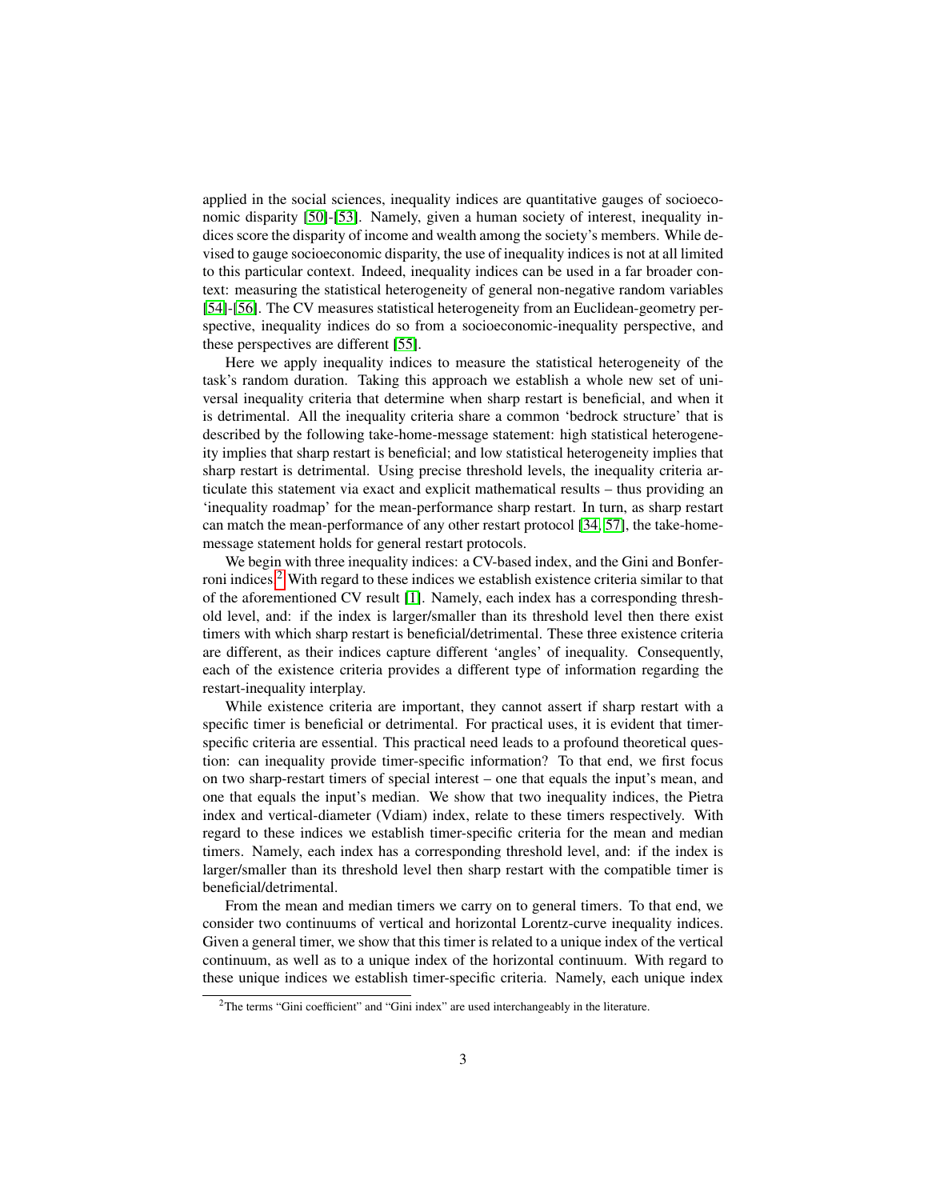applied in the social sciences, inequality indices are quantitative gauges of socioeconomic disparity [50]-[53]. Namely, given a human society of interest, inequality indices score the disparity of income and wealth among the society's members. While devised to gauge socioeconomic disparity, the use of inequality indices is not at all limited to this particular context. Indeed, inequality indices can be used in a far broader context: measuring the statistical heterogeneity of general non-negative random variables [54]-[56]. The CV measures statistical heterogeneity from an Euclidean-geometry perspective, inequality indices do so from a socioeconomic-inequality perspective, and these perspectives are different [55].

Here we apply inequality indices to measure the statistical heterogeneity of the task's random duration. Taking this approach we establish a whole new set of universal inequality criteria that determine when sharp restart is beneficial, and when it is detrimental. All the inequality criteria share a common 'bedrock structure' that is described by the following take-home-message statement: high statistical heterogeneity implies that sharp restart is beneficial; and low statistical heterogeneity implies that sharp restart is detrimental. Using precise threshold levels, the inequality criteria articulate this statement via exact and explicit mathematical results – thus providing an 'inequality roadmap' for the mean-performance sharp restart. In turn, as sharp restart can match the mean-performance of any other restart protocol [34, 57], the take-home-message statement holds for general restart protocols.

We begin with three inequality indices: a CV-based index, and the Gini and Bonferroni indices.[2] With regard to these indices we establish existence criteria similar to that of the aforementioned CV result [1]. Namely, each index has a corresponding threshold level, and: if the index is larger/smaller than its threshold level then there exist timers with which sharp restart is beneficial/detrimental. These three existence criteria are different, as their indices capture different 'angles' of inequality. Consequently, each of the existence criteria provides a different type of information regarding the restart-inequality interplay.

While existence criteria are important, they cannot assert if sharp restart with a specific timer is beneficial or detrimental. For practical uses, it is evident that timer-specific criteria are essential. This practical need leads to a profound theoretical question: can inequality provide timer-specific information? To that end, we first focus on two sharp-restart timers of special interest – one that equals the input's mean, and one that equals the input's median. We show that two inequality indices, the Pietra index and vertical-diameter (Vdiam) index, relate to these timers respectively. With regard to these indices we establish timer-specific criteria for the mean and median timers. Namely, each index has a corresponding threshold level, and: if the index is larger/smaller than its threshold level then sharp restart with the compatible timer is beneficial/detrimental.

From the mean and median timers we carry on to general timers. To that end, we consider two continuums of vertical and horizontal Lorentz-curve inequality indices. Given a general timer, we show that this timer is related to a unique index of the vertical continuum, as well as to a unique index of the horizontal continuum. With regard to these unique indices we establish timer-specific criteria. Namely, each unique index

[2] The terms "Gini coefficient" and "Gini index" are used interchangeably in the literature.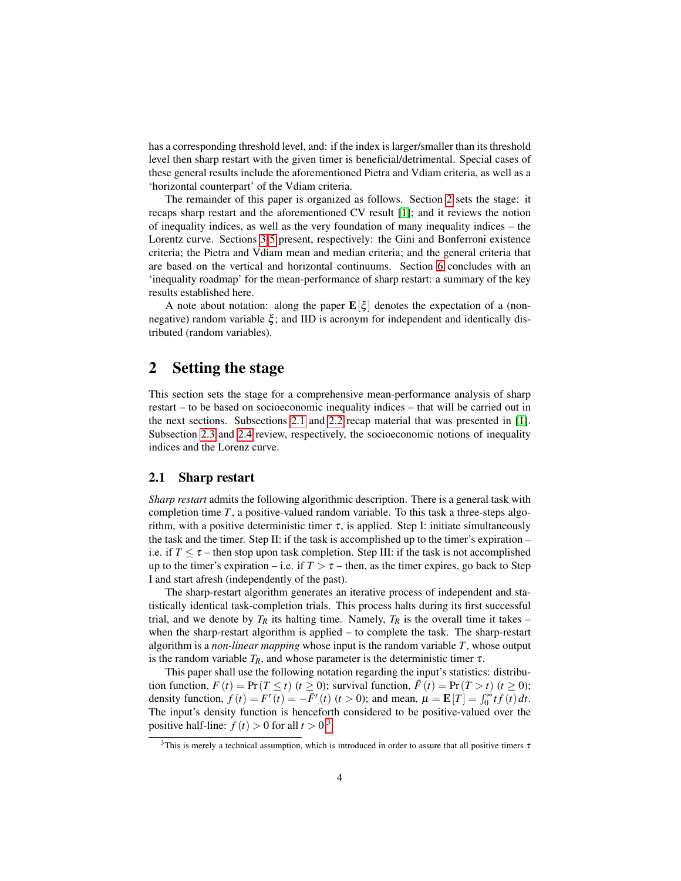has a corresponding threshold level, and: if the index is larger/smaller than its threshold level then sharp restart with the given timer is beneficial/detrimental. Special cases of these general results include the aforementioned Pietra and Vdiam criteria, as well as a 'horizontal counterpart' of the Vdiam criteria.

The remainder of this paper is organized as follows. Section 2 sets the stage: it recaps sharp restart and the aforementioned CV result [1]; and it reviews the notion of inequality indices, as well as the very foundation of many inequality indices – the Lorentz curve. Sections 3-5 present, respectively: the Gini and Bonferroni existence criteria; the Pietra and Vdiam mean and median criteria; and the general criteria that are based on the vertical and horizontal continuums. Section 6 concludes with an 'inequality roadmap' for the mean-performance of sharp restart: a summary of the key results established here.

A note about notation: along the paper $\mathbf{E}[\xi]$ denotes the expectation of a (non-negative) random variable $\xi$; and IID is acronym for independent and identically distributed (random variables).

## 2 Setting the stage

This section sets the stage for a comprehensive mean-performance analysis of sharp restart – to be based on socioeconomic inequality indices – that will be carried out in the next sections. Subsections 2.1 and 2.2 recap material that was presented in [1]. Subsection 2.3 and 2.4 review, respectively, the socioeconomic notions of inequality indices and the Lorenz curve.

### 2.1 Sharp restart

*Sharp restart* admits the following algorithmic description. There is a general task with completion time $T$, a positive-valued random variable. To this task a three-steps algorithm, with a positive deterministic timer $\tau$, is applied. Step I: initiate simultaneously the task and the timer. Step II: if the task is accomplished up to the timer's expiration – i.e. if $T \leq \tau$ – then stop upon task completion. Step III: if the task is not accomplished up to the timer's expiration – i.e. if $T > \tau$ – then, as the timer expires, go back to Step I and start afresh (independently of the past).

The sharp-restart algorithm generates an iterative process of independent and statistically identical task-completion trials. This process halts during its first successful trial, and we denote by $T_R$ its halting time. Namely, $T_R$ is the overall time it takes – when the sharp-restart algorithm is applied – to complete the task. The sharp-restart algorithm is a *non-linear mapping* whose input is the random variable $T$, whose output is the random variable $T_R$, and whose parameter is the deterministic timer $\tau$.

This paper shall use the following notation regarding the input's statistics: distribution function, $F(t) = \Pr(T \leq t)$ $(t \geq 0)$; survival function, $\bar{F}(t) = \Pr(T > t)$ $(t \geq 0)$; density function, $f(t) = F'(t) = -\bar{F}'(t)$ $(t > 0)$; and mean, $\mu = \mathbf{E}[T] = \int_0^\infty t f(t)\,dt$. The input's density function is henceforth considered to be positive-valued over the positive half-line: $f(t) > 0$ for all $t > 0$.[3]

[3] This is merely a technical assumption, which is introduced in order to assure that all positive timers $\tau$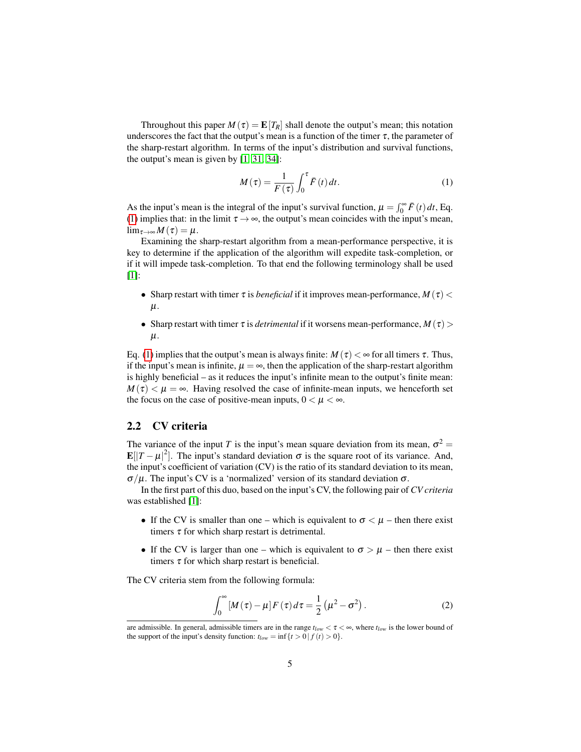Throughout this paper $M(\tau) = \mathbf{E}[T_R]$ shall denote the output's mean; this notation underscores the fact that the output's mean is a function of the timer $\tau$, the parameter of the sharp-restart algorithm. In terms of the input's distribution and survival functions, the output's mean is given by [1, 31, 34]:

$$M(\tau) = \frac{1}{F(\tau)} \int_0^\tau \bar{F}(t)\, dt. \tag{1}$$

As the input's mean is the integral of the input's survival function, $\mu = \int_0^\infty \bar{F}(t)\, dt$, Eq. (1) implies that: in the limit $\tau \to \infty$, the output's mean coincides with the input's mean, $\lim_{\tau \to \infty} M(\tau) = \mu$.

Examining the sharp-restart algorithm from a mean-performance perspective, it is key to determine if the application of the algorithm will expedite task-completion, or if it will impede task-completion. To that end the following terminology shall be used [1]:

- Sharp restart with timer $\tau$ is *beneficial* if it improves mean-performance, $M(\tau) < \mu$.
- Sharp restart with timer $\tau$ is *detrimental* if it worsens mean-performance, $M(\tau) > \mu$.

Eq. (1) implies that the output's mean is always finite: $M(\tau) < \infty$ for all timers $\tau$. Thus, if the input's mean is infinite, $\mu = \infty$, then the application of the sharp-restart algorithm is highly beneficial – as it reduces the input's infinite mean to the output's finite mean: $M(\tau) < \mu = \infty$. Having resolved the case of infinite-mean inputs, we henceforth set the focus on the case of positive-mean inputs, $0 < \mu < \infty$.

## 2.2 CV criteria

The variance of the input $T$ is the input's mean square deviation from its mean, $\sigma^2 = \mathbf{E}[|T - \mu|^2]$. The input's standard deviation $\sigma$ is the square root of its variance. And, the input's coefficient of variation (CV) is the ratio of its standard deviation to its mean, $\sigma/\mu$. The input's CV is a 'normalized' version of its standard deviation $\sigma$.

In the first part of this duo, based on the input's CV, the following pair of *CV criteria* was established [1]:

- If the CV is smaller than one – which is equivalent to $\sigma < \mu$ – then there exist timers $\tau$ for which sharp restart is detrimental.
- If the CV is larger than one – which is equivalent to $\sigma > \mu$ – then there exist timers $\tau$ for which sharp restart is beneficial.

The CV criteria stem from the following formula:

$$\int_0^\infty [M(\tau) - \mu]\, F(\tau)\, d\tau = \frac{1}{2}\left(\mu^2 - \sigma^2\right). \tag{2}$$

are admissible. In general, admissible timers are in the range $t_{low} < \tau < \infty$, where $t_{low}$ is the lower bound of the support of the input's density function: $t_{low} = \inf\{t > 0 \,|\, f(t) > 0\}$.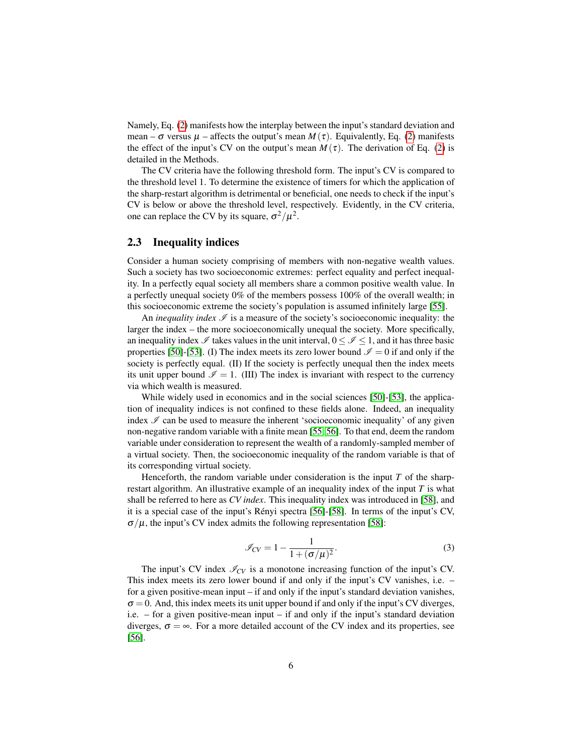Namely, Eq. (2) manifests how the interplay between the input's standard deviation and mean – $\sigma$ versus $\mu$ – affects the output's mean $M(\tau)$. Equivalently, Eq. (2) manifests the effect of the input's CV on the output's mean $M(\tau)$. The derivation of Eq. (2) is detailed in the Methods.

The CV criteria have the following threshold form. The input's CV is compared to the threshold level 1. To determine the existence of timers for which the application of the sharp-restart algorithm is detrimental or beneficial, one needs to check if the input's CV is below or above the threshold level, respectively. Evidently, in the CV criteria, one can replace the CV by its square, $\sigma^2/\mu^2$.

## 2.3 Inequality indices

Consider a human society comprising of members with non-negative wealth values. Such a society has two socioeconomic extremes: perfect equality and perfect inequality. In a perfectly equal society all members share a common positive wealth value. In a perfectly unequal society 0% of the members possess 100% of the overall wealth; in this socioeconomic extreme the society's population is assumed infinitely large [55].

An *inequality index* $\mathscr{I}$ is a measure of the society's socioeconomic inequality: the larger the index – the more socioeconomically unequal the society. More specifically, an inequality index $\mathscr{I}$ takes values in the unit interval, $0 \leq \mathscr{I} \leq 1$, and it has three basic properties [50]-[53]. (I) The index meets its zero lower bound $\mathscr{I} = 0$ if and only if the society is perfectly equal. (II) If the society is perfectly unequal then the index meets its unit upper bound $\mathscr{I} = 1$. (III) The index is invariant with respect to the currency via which wealth is measured.

While widely used in economics and in the social sciences [50]-[53], the application of inequality indices is not confined to these fields alone. Indeed, an inequality index $\mathscr{I}$ can be used to measure the inherent 'socioeconomic inequality' of any given non-negative random variable with a finite mean [55, 56]. To that end, deem the random variable under consideration to represent the wealth of a randomly-sampled member of a virtual society. Then, the socioeconomic inequality of the random variable is that of its corresponding virtual society.

Henceforth, the random variable under consideration is the input $T$ of the sharp-restart algorithm. An illustrative example of an inequality index of the input $T$ is what shall be referred to here as *CV index*. This inequality index was introduced in [58], and it is a special case of the input's Rényi spectra [56]-[58]. In terms of the input's CV, $\sigma/\mu$, the input's CV index admits the following representation [58]:

$$\mathscr{I}_{CV} = 1 - \frac{1}{1+(\sigma/\mu)^2}. \tag{3}$$

The input's CV index $\mathscr{I}_{CV}$ is a monotone increasing function of the input's CV. This index meets its zero lower bound if and only if the input's CV vanishes, i.e. – for a given positive-mean input – if and only if the input's standard deviation vanishes, $\sigma = 0$. And, this index meets its unit upper bound if and only if the input's CV diverges, i.e. – for a given positive-mean input – if and only if the input's standard deviation diverges, $\sigma = \infty$. For a more detailed account of the CV index and its properties, see [56].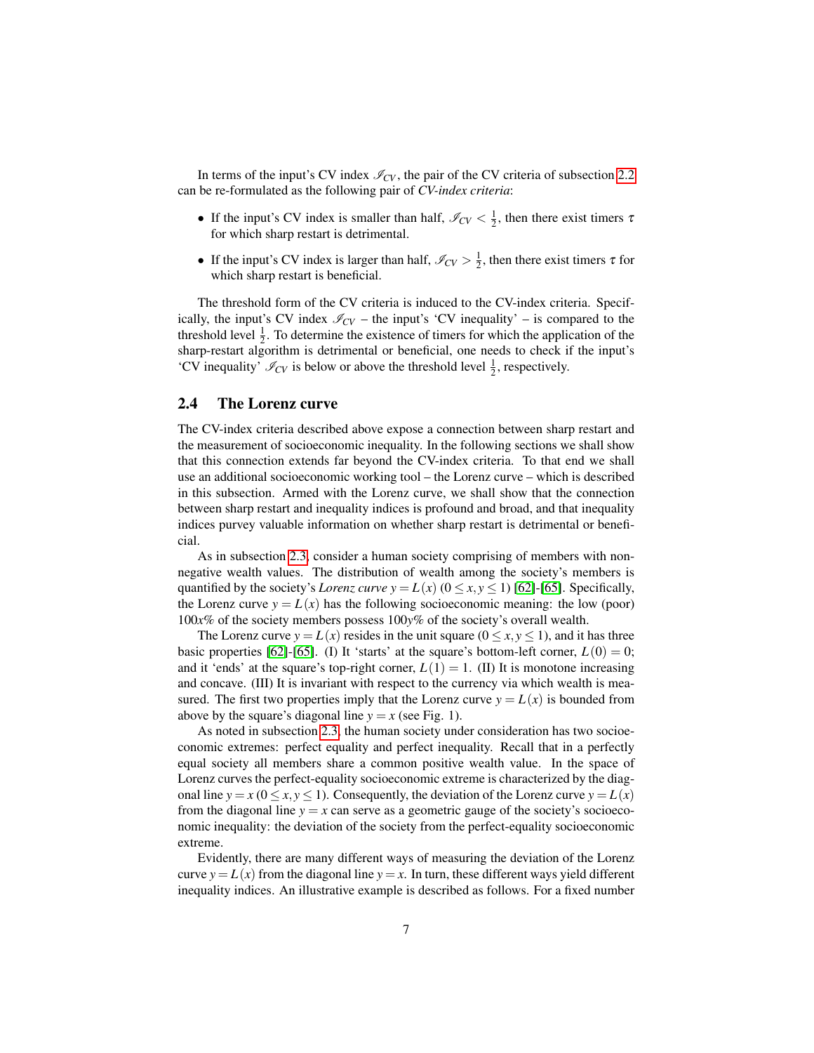In terms of the input's CV index $\mathscr{I}_{CV}$, the pair of the CV criteria of subsection 2.2 can be re-formulated as the following pair of *CV-index criteria*:

- If the input's CV index is smaller than half, $\mathscr{I}_{CV} < \frac{1}{2}$, then there exist timers $\tau$ for which sharp restart is detrimental.
- If the input's CV index is larger than half, $\mathscr{I}_{CV} > \frac{1}{2}$, then there exist timers $\tau$ for which sharp restart is beneficial.

The threshold form of the CV criteria is induced to the CV-index criteria. Specifically, the input's CV index $\mathscr{I}_{CV}$ – the input's 'CV inequality' – is compared to the threshold level $\frac{1}{2}$. To determine the existence of timers for which the application of the sharp-restart algorithm is detrimental or beneficial, one needs to check if the input's 'CV inequality' $\mathscr{I}_{CV}$ is below or above the threshold level $\frac{1}{2}$, respectively.

## 2.4 The Lorenz curve

The CV-index criteria described above expose a connection between sharp restart and the measurement of socioeconomic inequality. In the following sections we shall show that this connection extends far beyond the CV-index criteria. To that end we shall use an additional socioeconomic working tool – the Lorenz curve – which is described in this subsection. Armed with the Lorenz curve, we shall show that the connection between sharp restart and inequality indices is profound and broad, and that inequality indices purvey valuable information on whether sharp restart is detrimental or beneficial.

As in subsection 2.3, consider a human society comprising of members with non-negative wealth values. The distribution of wealth among the society's members is quantified by the society's *Lorenz curve* $y = L(x)$ ($0 \leq x, y \leq 1$) [62]-[65]. Specifically, the Lorenz curve $y = L(x)$ has the following socioeconomic meaning: the low (poor) $100x\%$ of the society members possess $100y\%$ of the society's overall wealth.

The Lorenz curve $y = L(x)$ resides in the unit square ($0 \leq x, y \leq 1$), and it has three basic properties [62]-[65]. (I) It 'starts' at the square's bottom-left corner, $L(0) = 0$; and it 'ends' at the square's top-right corner, $L(1) = 1$. (II) It is monotone increasing and concave. (III) It is invariant with respect to the currency via which wealth is measured. The first two properties imply that the Lorenz curve $y = L(x)$ is bounded from above by the square's diagonal line $y = x$ (see Fig. 1).

As noted in subsection 2.3, the human society under consideration has two socioeconomic extremes: perfect equality and perfect inequality. Recall that in a perfectly equal society all members share a common positive wealth value. In the space of Lorenz curves the perfect-equality socioeconomic extreme is characterized by the diagonal line $y = x$ ($0 \leq x, y \leq 1$). Consequently, the deviation of the Lorenz curve $y = L(x)$ from the diagonal line $y = x$ can serve as a geometric gauge of the society's socioeconomic inequality: the deviation of the society from the perfect-equality socioeconomic extreme.

Evidently, there are many different ways of measuring the deviation of the Lorenz curve $y = L(x)$ from the diagonal line $y = x$. In turn, these different ways yield different inequality indices. An illustrative example is described as follows. For a fixed number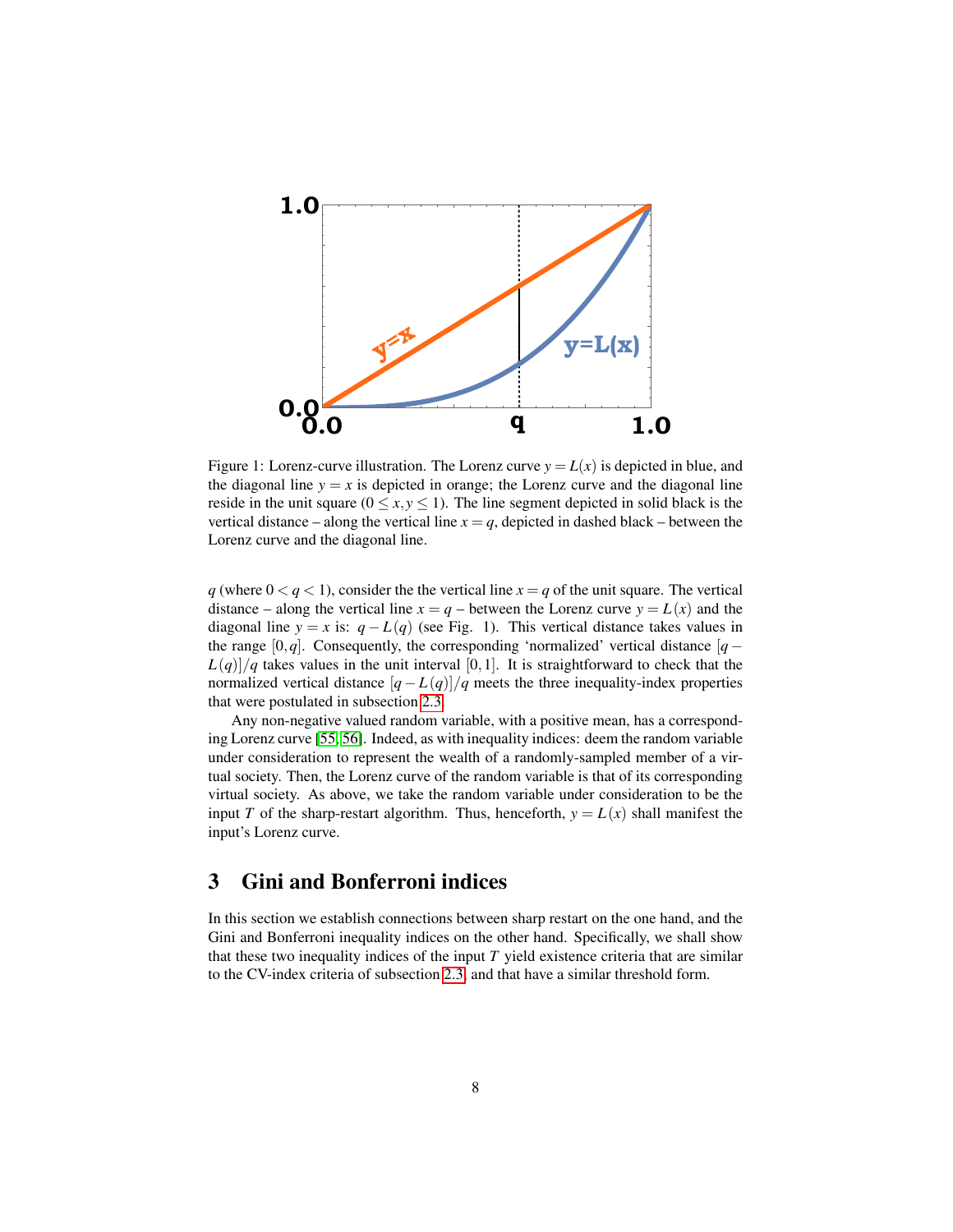Figure 1: Lorenz-curve illustration. The Lorenz curve $y = L(x)$ is depicted in blue, and the diagonal line $y = x$ is depicted in orange; the Lorenz curve and the diagonal line reside in the unit square ($0 \leq x, y \leq 1$). The line segment depicted in solid black is the vertical distance – along the vertical line $x = q$, depicted in dashed black – between the Lorenz curve and the diagonal line.

$q$ (where $0 < q < 1$), consider the the vertical line $x = q$ of the unit square. The vertical distance – along the vertical line $x = q$ – between the Lorenz curve $y = L(x)$ and the diagonal line $y = x$ is: $q - L(q)$ (see Fig. 1). This vertical distance takes values in the range $[0, q]$. Consequently, the corresponding 'normalized' vertical distance $[q - L(q)]/q$ takes values in the unit interval $[0, 1]$. It is straightforward to check that the normalized vertical distance $[q - L(q)]/q$ meets the three inequality-index properties that were postulated in subsection 2.3.

Any non-negative valued random variable, with a positive mean, has a corresponding Lorenz curve [55, 56]. Indeed, as with inequality indices: deem the random variable under consideration to represent the wealth of a randomly-sampled member of a virtual society. Then, the Lorenz curve of the random variable is that of its corresponding virtual society. As above, we take the random variable under consideration to be the input $T$ of the sharp-restart algorithm. Thus, henceforth, $y = L(x)$ shall manifest the input's Lorenz curve.

## 3 Gini and Bonferroni indices

In this section we establish connections between sharp restart on the one hand, and the Gini and Bonferroni inequality indices on the other hand. Specifically, we shall show that these two inequality indices of the input $T$ yield existence criteria that are similar to the CV-index criteria of subsection 2.3, and that have a similar threshold form.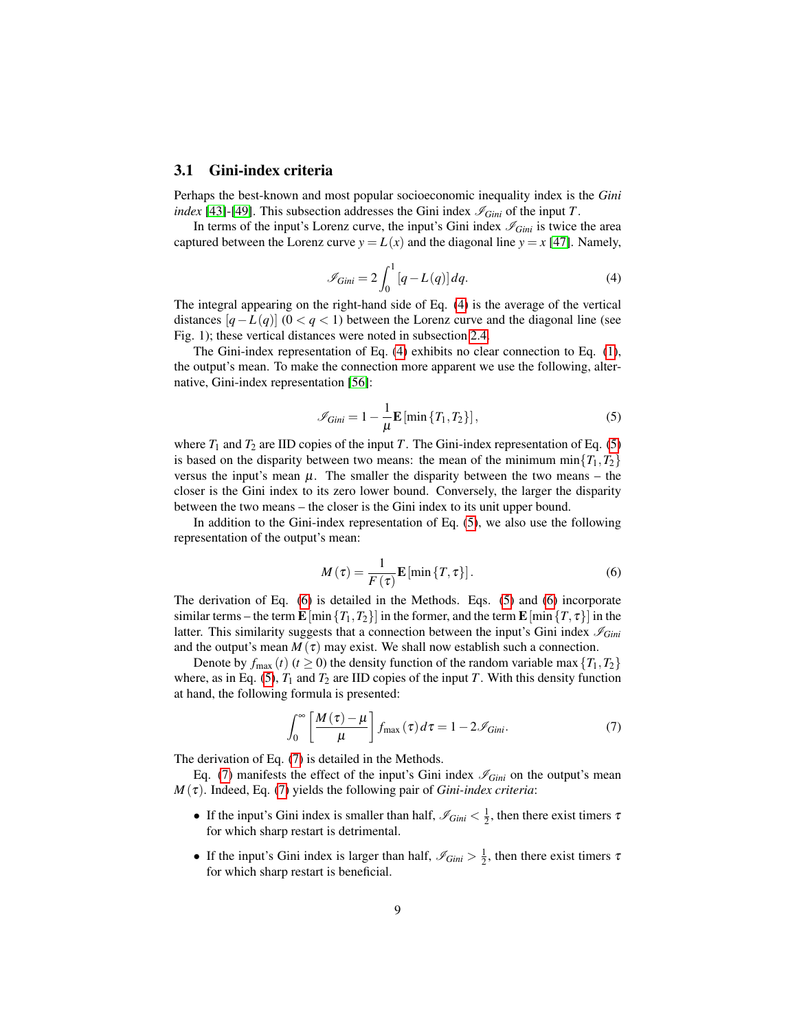### 3.1 Gini-index criteria

Perhaps the best-known and most popular socioeconomic inequality index is the *Gini index* [43]-[49]. This subsection addresses the Gini index $\mathscr{I}_{Gini}$ of the input $T$.

In terms of the input's Lorenz curve, the input's Gini index $\mathscr{I}_{Gini}$ is twice the area captured between the Lorenz curve $y = L(x)$ and the diagonal line $y = x$ [47]. Namely,

$$\mathscr{I}_{Gini} = 2\int_0^1 [q - L(q)]\, dq. \tag{4}$$

The integral appearing on the right-hand side of Eq. (4) is the average of the vertical distances $[q - L(q)]$ $(0 < q < 1)$ between the Lorenz curve and the diagonal line (see Fig. 1); these vertical distances were noted in subsection 2.4.

The Gini-index representation of Eq. (4) exhibits no clear connection to Eq. (1), the output's mean. To make the connection more apparent we use the following, alternative, Gini-index representation [56]:

$$\mathscr{I}_{Gini} = 1 - \frac{1}{\mu}\mathbf{E}[\min\{T_1, T_2\}], \tag{5}$$

where $T_1$ and $T_2$ are IID copies of the input $T$. The Gini-index representation of Eq. (5) is based on the disparity between two means: the mean of the minimum $\min\{T_1, T_2\}$ versus the input's mean $\mu$. The smaller the disparity between the two means – the closer is the Gini index to its zero lower bound. Conversely, the larger the disparity between the two means – the closer is the Gini index to its unit upper bound.

In addition to the Gini-index representation of Eq. (5), we also use the following representation of the output's mean:

$$M(\tau) = \frac{1}{F(\tau)}\mathbf{E}[\min\{T, \tau\}]. \tag{6}$$

The derivation of Eq. (6) is detailed in the Methods. Eqs. (5) and (6) incorporate similar terms – the term $\mathbf{E}[\min\{T_1, T_2\}]$ in the former, and the term $\mathbf{E}[\min\{T, \tau\}]$ in the latter. This similarity suggests that a connection between the input's Gini index $\mathscr{I}_{Gini}$ and the output's mean $M(\tau)$ may exist. We shall now establish such a connection.

Denote by $f_{\max}(t)$ $(t \geq 0)$ the density function of the random variable $\max\{T_1, T_2\}$ where, as in Eq. (5), $T_1$ and $T_2$ are IID copies of the input $T$. With this density function at hand, the following formula is presented:

$$\int_0^\infty \left[\frac{M(\tau) - \mu}{\mu}\right] f_{\max}(\tau)\, d\tau = 1 - 2\mathscr{I}_{Gini}. \tag{7}$$

The derivation of Eq. (7) is detailed in the Methods.

Eq. (7) manifests the effect of the input's Gini index $\mathscr{I}_{Gini}$ on the output's mean $M(\tau)$. Indeed, Eq. (7) yields the following pair of *Gini-index criteria*:

- If the input's Gini index is smaller than half, $\mathscr{I}_{Gini} < \frac{1}{2}$, then there exist timers $\tau$ for which sharp restart is detrimental.
- If the input's Gini index is larger than half, $\mathscr{I}_{Gini} > \frac{1}{2}$, then there exist timers $\tau$ for which sharp restart is beneficial.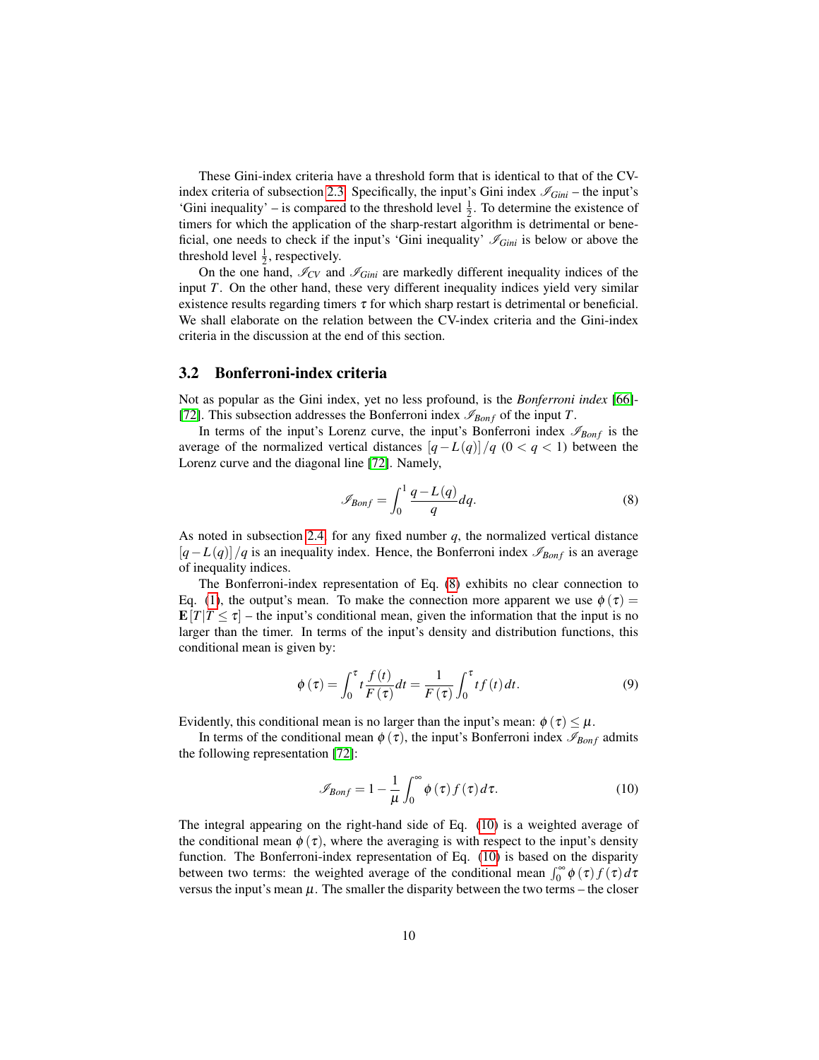These Gini-index criteria have a threshold form that is identical to that of the CV-index criteria of subsection 2.3. Specifically, the input's Gini index $\mathscr{I}_{Gini}$ – the input's 'Gini inequality' – is compared to the threshold level $\frac{1}{2}$. To determine the existence of timers for which the application of the sharp-restart algorithm is detrimental or beneficial, one needs to check if the input's 'Gini inequality' $\mathscr{I}_{Gini}$ is below or above the threshold level $\frac{1}{2}$, respectively.

On the one hand, $\mathscr{I}_{CV}$ and $\mathscr{I}_{Gini}$ are markedly different inequality indices of the input $T$. On the other hand, these very different inequality indices yield very similar existence results regarding timers $\tau$ for which sharp restart is detrimental or beneficial. We shall elaborate on the relation between the CV-index criteria and the Gini-index criteria in the discussion at the end of this section.

### 3.2 Bonferroni-index criteria

Not as popular as the Gini index, yet no less profound, is the *Bonferroni index* [66]-[72]. This subsection addresses the Bonferroni index $\mathscr{I}_{Bonf}$ of the input $T$.

In terms of the input's Lorenz curve, the input's Bonferroni index $\mathscr{I}_{Bonf}$ is the average of the normalized vertical distances $[q - L(q)]/q$ ($0 < q < 1$) between the Lorenz curve and the diagonal line [72]. Namely,

$$\mathscr{I}_{Bonf} = \int_0^1 \frac{q - L(q)}{q} dq. \tag{8}$$

As noted in subsection 2.4, for any fixed number $q$, the normalized vertical distance $[q - L(q)]/q$ is an inequality index. Hence, the Bonferroni index $\mathscr{I}_{Bonf}$ is an average of inequality indices.

The Bonferroni-index representation of Eq. (8) exhibits no clear connection to Eq. (1), the output's mean. To make the connection more apparent we use $\phi(\tau) = \mathbf{E}[T | T \leq \tau]$ – the input's conditional mean, given the information that the input is no larger than the timer. In terms of the input's density and distribution functions, this conditional mean is given by:

$$\phi(\tau) = \int_0^\tau t \frac{f(t)}{F(\tau)} dt = \frac{1}{F(\tau)} \int_0^\tau t f(t) dt. \tag{9}$$

Evidently, this conditional mean is no larger than the input's mean: $\phi(\tau) \leq \mu$.

In terms of the conditional mean $\phi(\tau)$, the input's Bonferroni index $\mathscr{I}_{Bonf}$ admits the following representation [72]:

$$\mathscr{I}_{Bonf} = 1 - \frac{1}{\mu} \int_0^\infty \phi(\tau) f(\tau) d\tau. \tag{10}$$

The integral appearing on the right-hand side of Eq. (10) is a weighted average of the conditional mean $\phi(\tau)$, where the averaging is with respect to the input's density function. The Bonferroni-index representation of Eq. (10) is based on the disparity between two terms: the weighted average of the conditional mean $\int_0^\infty \phi(\tau) f(\tau) d\tau$ versus the input's mean $\mu$. The smaller the disparity between the two terms – the closer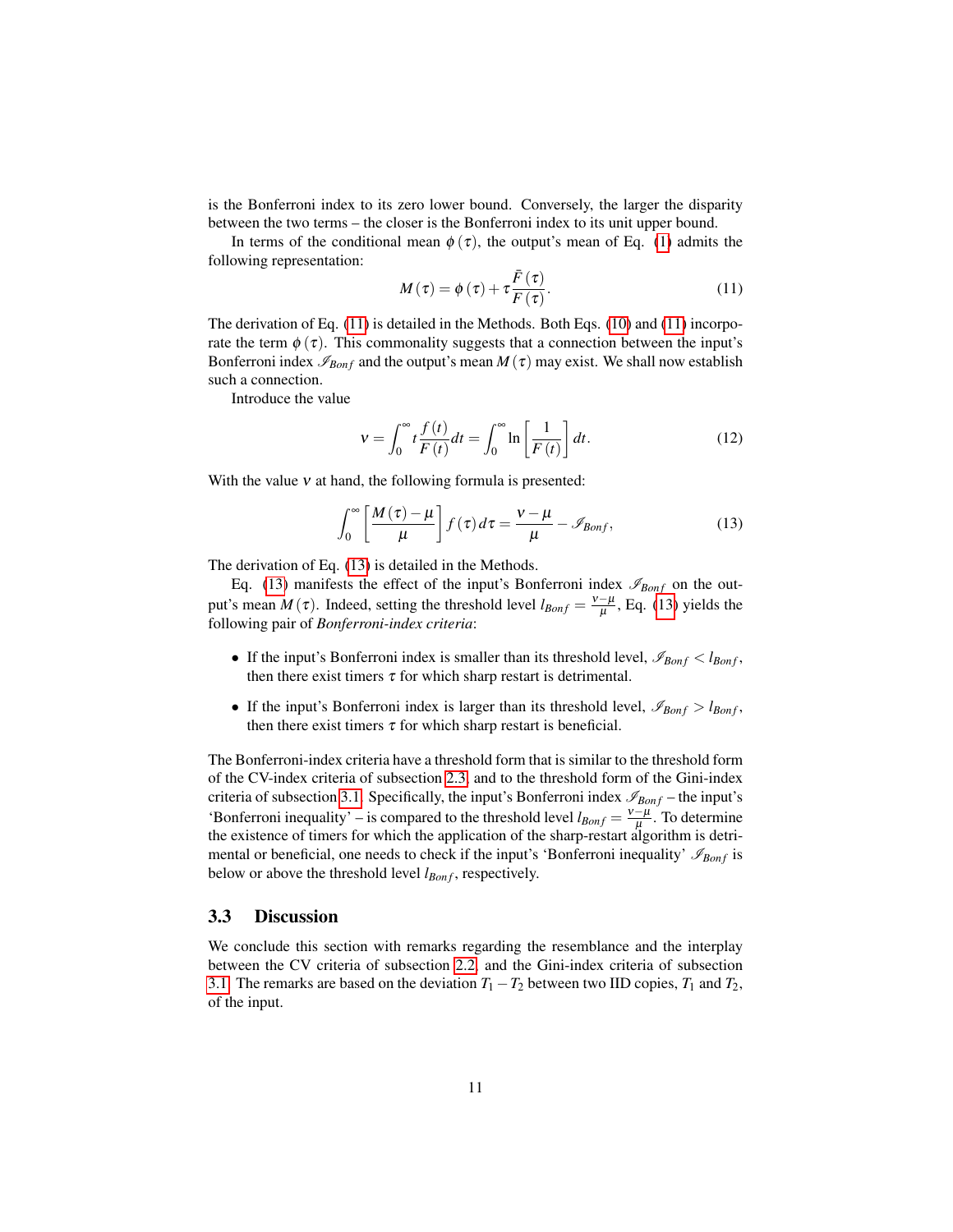is the Bonferroni index to its zero lower bound. Conversely, the larger the disparity between the two terms – the closer is the Bonferroni index to its unit upper bound.

In terms of the conditional mean $\phi(\tau)$, the output's mean of Eq. (1) admits the following representation:

$$M(\tau) = \phi(\tau) + \tau \frac{\bar{F}(\tau)}{F(\tau)}. \tag{11}$$

The derivation of Eq. (11) is detailed in the Methods. Both Eqs. (10) and (11) incorporate the term $\phi(\tau)$. This commonality suggests that a connection between the input's Bonferroni index $\mathscr{I}_{Bonf}$ and the output's mean $M(\tau)$ may exist. We shall now establish such a connection.

Introduce the value

$$\nu = \int_0^\infty t \frac{f(t)}{F(t)} dt = \int_0^\infty \ln\left[\frac{1}{F(t)}\right] dt. \tag{12}$$

With the value $\nu$ at hand, the following formula is presented:

$$\int_0^\infty \left[\frac{M(\tau) - \mu}{\mu}\right] f(\tau)\, d\tau = \frac{\nu - \mu}{\mu} - \mathscr{I}_{Bonf}, \tag{13}$$

The derivation of Eq. (13) is detailed in the Methods.

Eq. (13) manifests the effect of the input's Bonferroni index $\mathscr{I}_{Bonf}$ on the output's mean $M(\tau)$. Indeed, setting the threshold level $l_{Bonf} = \frac{\nu-\mu}{\mu}$, Eq. (13) yields the following pair of *Bonferroni-index criteria*:

- If the input's Bonferroni index is smaller than its threshold level, $\mathscr{I}_{Bonf} < l_{Bonf}$, then there exist timers $\tau$ for which sharp restart is detrimental.
- If the input's Bonferroni index is larger than its threshold level, $\mathscr{I}_{Bonf} > l_{Bonf}$, then there exist timers $\tau$ for which sharp restart is beneficial.

The Bonferroni-index criteria have a threshold form that is similar to the threshold form of the CV-index criteria of subsection 2.3, and to the threshold form of the Gini-index criteria of subsection 3.1. Specifically, the input's Bonferroni index $\mathscr{I}_{Bonf}$ – the input's 'Bonferroni inequality' – is compared to the threshold level $l_{Bonf} = \frac{\nu-\mu}{\mu}$. To determine the existence of timers for which the application of the sharp-restart algorithm is detrimental or beneficial, one needs to check if the input's 'Bonferroni inequality' $\mathscr{I}_{Bonf}$ is below or above the threshold level $l_{Bonf}$, respectively.

### 3.3 Discussion

We conclude this section with remarks regarding the resemblance and the interplay between the CV criteria of subsection 2.2, and the Gini-index criteria of subsection 3.1. The remarks are based on the deviation $T_1 - T_2$ between two IID copies, $T_1$ and $T_2$, of the input.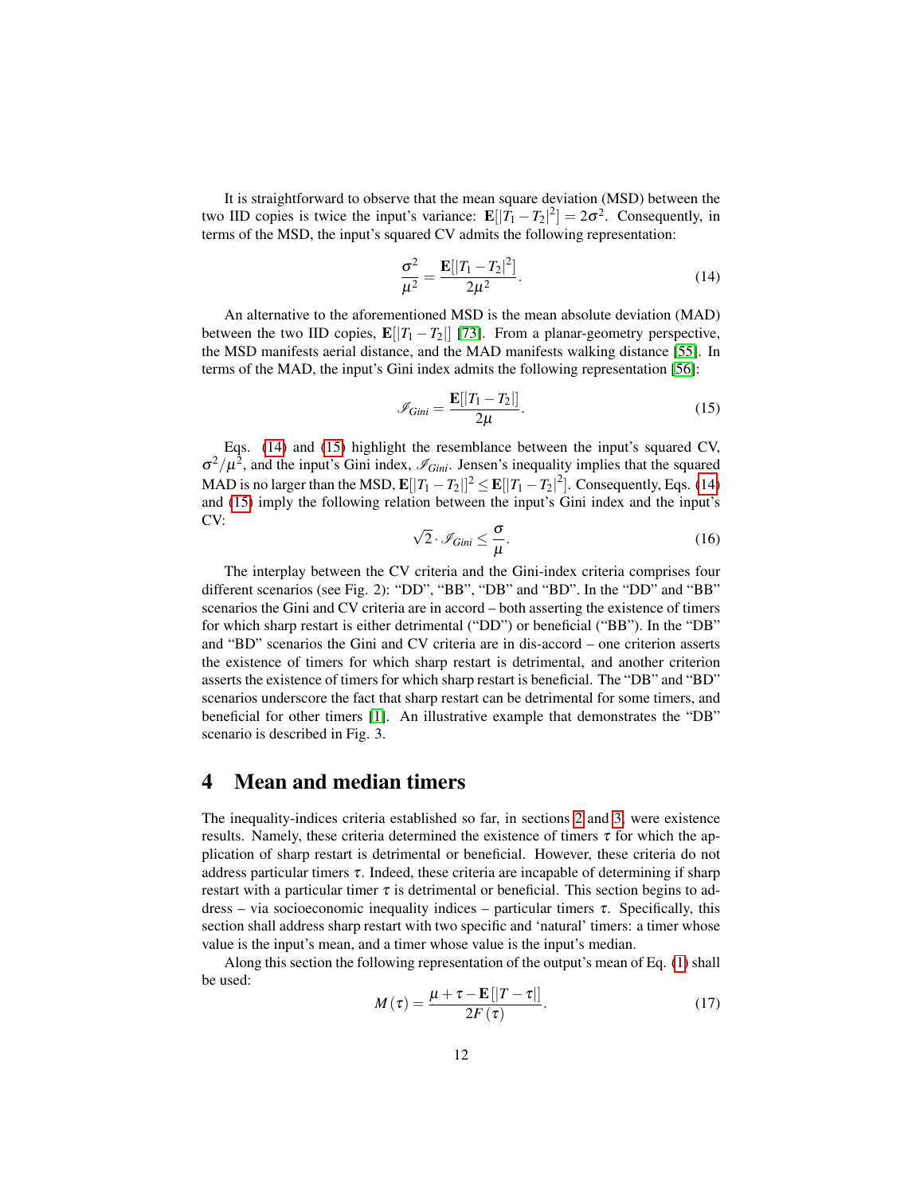It is straightforward to observe that the mean square deviation (MSD) between the two IID copies is twice the input's variance: $\mathbf{E}[|T_1 - T_2|^2] = 2\sigma^2$. Consequently, in terms of the MSD, the input's squared CV admits the following representation:

$$\frac{\sigma^2}{\mu^2} = \frac{\mathbf{E}[|T_1 - T_2|^2]}{2\mu^2}. \tag{14}$$

An alternative to the aforementioned MSD is the mean absolute deviation (MAD) between the two IID copies, $\mathbf{E}[|T_1 - T_2|]$ [73]. From a planar-geometry perspective, the MSD manifests aerial distance, and the MAD manifests walking distance [55]. In terms of the MAD, the input's Gini index admits the following representation [56]:

$$\mathscr{I}_{Gini} = \frac{\mathbf{E}[|T_1 - T_2|]}{2\mu}. \tag{15}$$

Eqs. (14) and (15) highlight the resemblance between the input's squared CV, $\sigma^2/\mu^2$, and the input's Gini index, $\mathscr{I}_{Gini}$. Jensen's inequality implies that the squared MAD is no larger than the MSD, $\mathbf{E}[|T_1 - T_2|]^2 \leq \mathbf{E}[|T_1 - T_2|^2]$. Consequently, Eqs. (14) and (15) imply the following relation between the input's Gini index and the input's CV:

$$\sqrt{2} \cdot \mathscr{I}_{Gini} \leq \frac{\sigma}{\mu}. \tag{16}$$

The interplay between the CV criteria and the Gini-index criteria comprises four different scenarios (see Fig. 2): "DD", "BB", "DB" and "BD". In the "DD" and "BB" scenarios the Gini and CV criteria are in accord – both asserting the existence of timers for which sharp restart is either detrimental ("DD") or beneficial ("BB"). In the "DB" and "BD" scenarios the Gini and CV criteria are in dis-accord – one criterion asserts the existence of timers for which sharp restart is detrimental, and another criterion asserts the existence of timers for which sharp restart is beneficial. The "DB" and "BD" scenarios underscore the fact that sharp restart can be detrimental for some timers, and beneficial for other timers [1]. An illustrative example that demonstrates the "DB" scenario is described in Fig. 3.

# 4 Mean and median timers

The inequality-indices criteria established so far, in sections 2 and 3, were existence results. Namely, these criteria determined the existence of timers $\tau$ for which the application of sharp restart is detrimental or beneficial. However, these criteria do not address particular timers $\tau$. Indeed, these criteria are incapable of determining if sharp restart with a particular timer $\tau$ is detrimental or beneficial. This section begins to address – via socioeconomic inequality indices – particular timers $\tau$. Specifically, this section shall address sharp restart with two specific and 'natural' timers: a timer whose value is the input's mean, and a timer whose value is the input's median.

Along this section the following representation of the output's mean of Eq. (1) shall be used:

$$M(\tau) = \frac{\mu + \tau - \mathbf{E}[|T - \tau|]}{2F(\tau)}. \tag{17}$$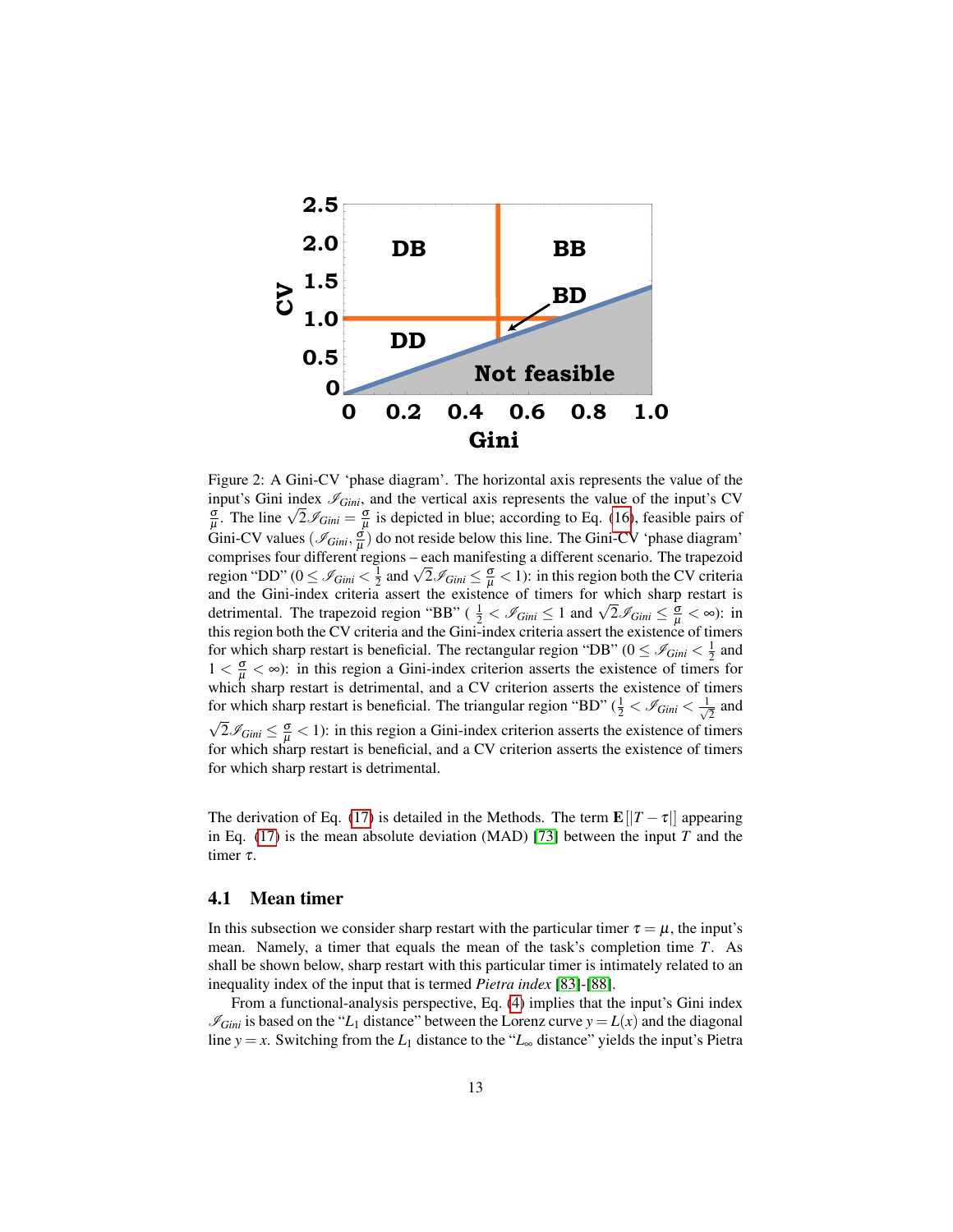Figure 2: A Gini-CV 'phase diagram'. The horizontal axis represents the value of the input's Gini index $\mathscr{I}_{Gini}$, and the vertical axis represents the value of the input's CV $\frac{\sigma}{\mu}$. The line $\sqrt{2}\mathscr{I}_{Gini} = \frac{\sigma}{\mu}$ is depicted in blue; according to Eq. (16), feasible pairs of Gini-CV values $(\mathscr{I}_{Gini}, \frac{\sigma}{\mu})$ do not reside below this line. The Gini-CV 'phase diagram' comprises four different regions – each manifesting a different scenario. The trapezoid region "DD" ($0 \leq \mathscr{I}_{Gini} < \frac{1}{2}$ and $\sqrt{2}\mathscr{I}_{Gini} \leq \frac{\sigma}{\mu} < 1$): in this region both the CV criteria and the Gini-index criteria assert the existence of timers for which sharp restart is detrimental. The trapezoid region "BB" ($\frac{1}{2} < \mathscr{I}_{Gini} \leq 1$ and $\sqrt{2}\mathscr{I}_{Gini} \leq \frac{\sigma}{\mu} < \infty$): in this region both the CV criteria and the Gini-index criteria assert the existence of timers for which sharp restart is beneficial. The rectangular region "DB" ($0 \leq \mathscr{I}_{Gini} < \frac{1}{2}$ and $1 < \frac{\sigma}{\mu} < \infty$): in this region a Gini-index criterion asserts the existence of timers for which sharp restart is detrimental, and a CV criterion asserts the existence of timers for which sharp restart is beneficial. The triangular region "BD" ($\frac{1}{2} < \mathscr{I}_{Gini} < \frac{1}{\sqrt{2}}$ and $\sqrt{2}\mathscr{I}_{Gini} \leq \frac{\sigma}{\mu} < 1$): in this region a Gini-index criterion asserts the existence of timers for which sharp restart is beneficial, and a CV criterion asserts the existence of timers for which sharp restart is detrimental.

The derivation of Eq. (17) is detailed in the Methods. The term $\mathbf{E}[|T-\tau|]$ appearing in Eq. (17) is the mean absolute deviation (MAD) [73] between the input $T$ and the timer $\tau$.

### 4.1 Mean timer

In this subsection we consider sharp restart with the particular timer $\tau = \mu$, the input's mean. Namely, a timer that equals the mean of the task's completion time $T$. As shall be shown below, sharp restart with this particular timer is intimately related to an inequality index of the input that is termed *Pietra index* [83]-[88].

From a functional-analysis perspective, Eq. (4) implies that the input's Gini index $\mathscr{I}_{Gini}$ is based on the "$L_1$ distance" between the Lorenz curve $y = L(x)$ and the diagonal line $y = x$. Switching from the $L_1$ distance to the "$L_\infty$ distance" yields the input's Pietra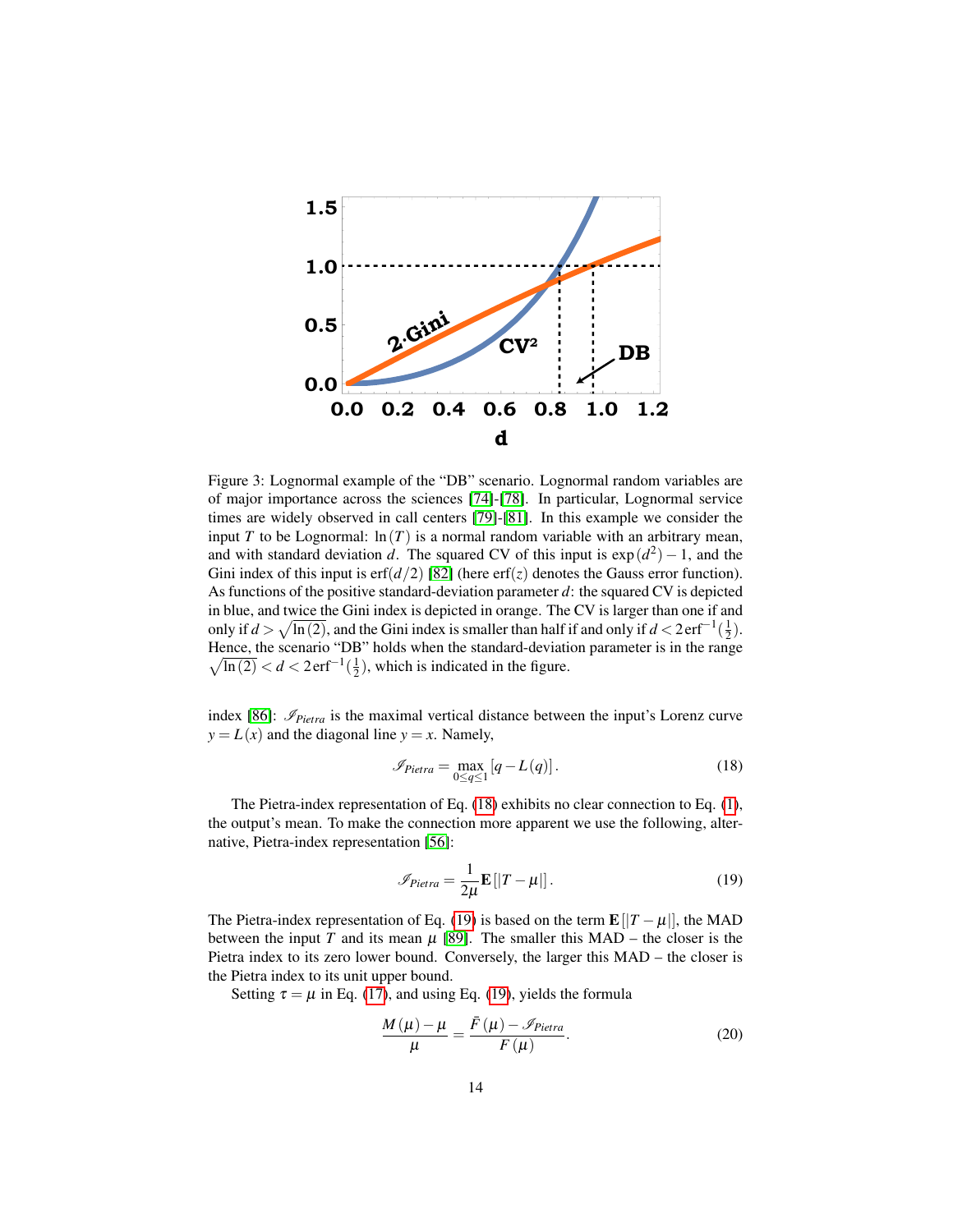Figure 3: Lognormal example of the "DB" scenario. Lognormal random variables are of major importance across the sciences [74]-[78]. In particular, Lognormal service times are widely observed in call centers [79]-[81]. In this example we consider the input $T$ to be Lognormal: $\ln(T)$ is a normal random variable with an arbitrary mean, and with standard deviation $d$. The squared CV of this input is $\exp(d^2) - 1$, and the Gini index of this input is $\mathrm{erf}(d/2)$ [82] (here $\mathrm{erf}(z)$ denotes the Gauss error function). As functions of the positive standard-deviation parameter $d$: the squared CV is depicted in blue, and twice the Gini index is depicted in orange. The CV is larger than one if and only if $d > \sqrt{\ln(2)}$, and the Gini index is smaller than half if and only if $d < 2\,\mathrm{erf}^{-1}(\frac{1}{2})$. Hence, the scenario "DB" holds when the standard-deviation parameter is in the range $\sqrt{\ln(2)} < d < 2\,\mathrm{erf}^{-1}(\frac{1}{2})$, which is indicated in the figure.

index [86]: $\mathscr{I}_{Pietra}$ is the maximal vertical distance between the input's Lorenz curve $y = L(x)$ and the diagonal line $y = x$. Namely,

$$\mathscr{I}_{Pietra} = \max_{0 \le q \le 1} [q - L(q)] . \tag{18}$$

The Pietra-index representation of Eq. (18) exhibits no clear connection to Eq. (1), the output's mean. To make the connection more apparent we use the following, alternative, Pietra-index representation [56]:

$$\mathscr{I}_{Pietra} = \frac{1}{2\mu} \mathbf{E}[|T - \mu|] . \tag{19}$$

The Pietra-index representation of Eq. (19) is based on the term $\mathbf{E}[|T - \mu|]$, the MAD between the input $T$ and its mean $\mu$ [89]. The smaller this MAD – the closer is the Pietra index to its zero lower bound. Conversely, the larger this MAD – the closer is the Pietra index to its unit upper bound.

Setting $\tau = \mu$ in Eq. (17), and using Eq. (19), yields the formula

$$\frac{M(\mu) - \mu}{\mu} = \frac{\bar{F}(\mu) - \mathscr{I}_{Pietra}}{F(\mu)} . \tag{20}$$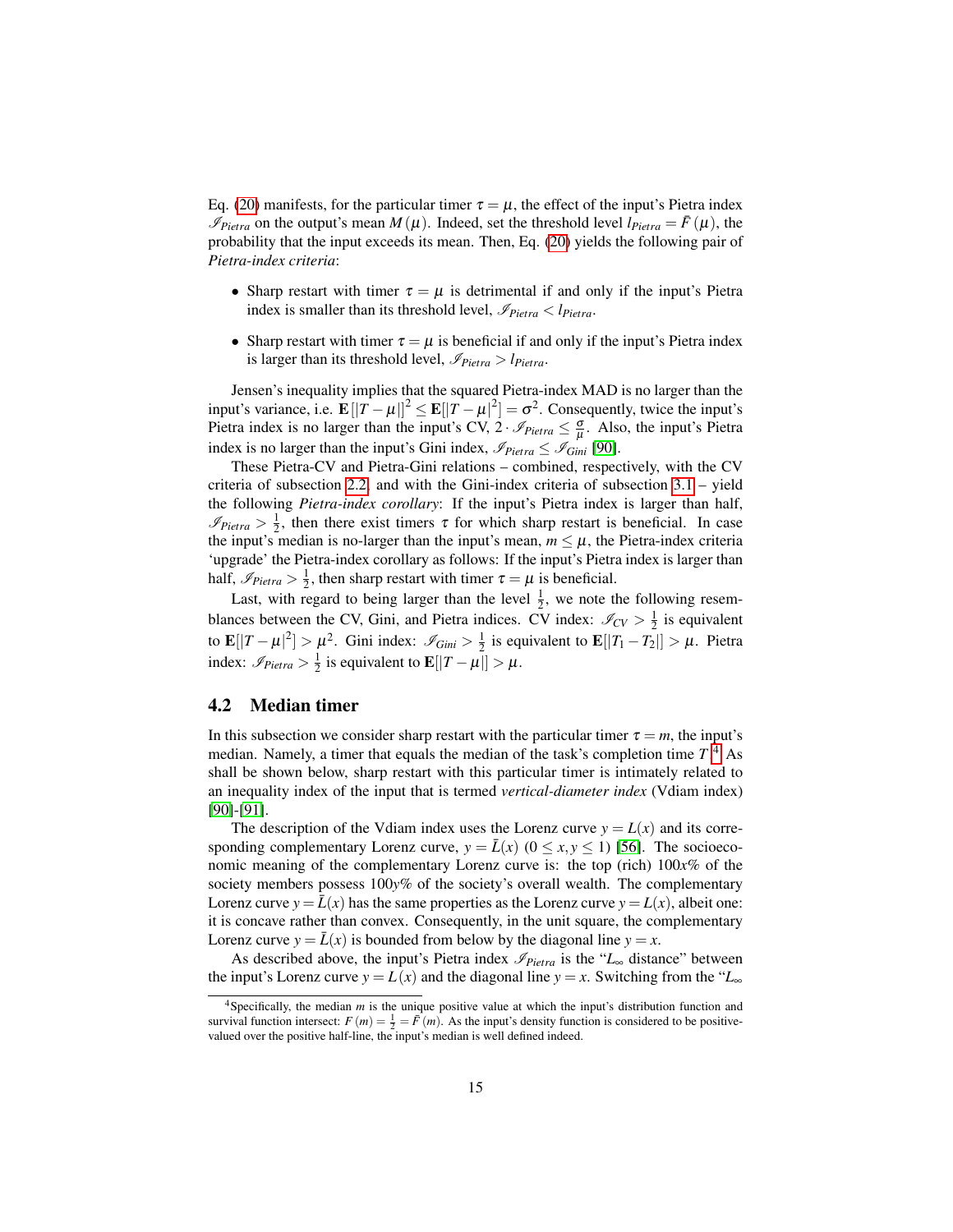Eq. (20) manifests, for the particular timer $\tau = \mu$, the effect of the input's Pietra index $\mathscr{I}_{Pietra}$ on the output's mean $M(\mu)$. Indeed, set the threshold level $l_{Pietra} = \bar{F}(\mu)$, the probability that the input exceeds its mean. Then, Eq. (20) yields the following pair of *Pietra-index criteria*:

- Sharp restart with timer $\tau = \mu$ is detrimental if and only if the input's Pietra index is smaller than its threshold level, $\mathscr{I}_{Pietra} < l_{Pietra}$.
- Sharp restart with timer $\tau = \mu$ is beneficial if and only if the input's Pietra index is larger than its threshold level, $\mathscr{I}_{Pietra} > l_{Pietra}$.

Jensen's inequality implies that the squared Pietra-index MAD is no larger than the input's variance, i.e. $\mathbf{E}[|T-\mu|]^2 \leq \mathbf{E}[|T-\mu|^2] = \sigma^2$. Consequently, twice the input's Pietra index is no larger than the input's CV, $2 \cdot \mathscr{I}_{Pietra} \leq \frac{\sigma}{\mu}$. Also, the input's Pietra index is no larger than the input's Gini index, $\mathscr{I}_{Pietra} \leq \mathscr{I}_{Gini}$ [90].

These Pietra-CV and Pietra-Gini relations – combined, respectively, with the CV criteria of subsection 2.2, and with the Gini-index criteria of subsection 3.1 – yield the following *Pietra-index corollary*: If the input's Pietra index is larger than half, $\mathscr{I}_{Pietra} > \frac{1}{2}$, then there exist timers $\tau$ for which sharp restart is beneficial. In case the input's median is no-larger than the input's mean, $m \leq \mu$, the Pietra-index criteria 'upgrade' the Pietra-index corollary as follows: If the input's Pietra index is larger than half, $\mathscr{I}_{Pietra} > \frac{1}{2}$, then sharp restart with timer $\tau = \mu$ is beneficial.

Last, with regard to being larger than the level $\frac{1}{2}$, we note the following resemblances between the CV, Gini, and Pietra indices. CV index: $\mathscr{I}_{CV} > \frac{1}{2}$ is equivalent to $\mathbf{E}[|T-\mu|^2] > \mu^2$. Gini index: $\mathscr{I}_{Gini} > \frac{1}{2}$ is equivalent to $\mathbf{E}[|T_1 - T_2|] > \mu$. Pietra index: $\mathscr{I}_{Pietra} > \frac{1}{2}$ is equivalent to $\mathbf{E}[|T-\mu|] > \mu$.

## 4.2 Median timer

In this subsection we consider sharp restart with the particular timer $\tau = m$, the input's median. Namely, a timer that equals the median of the task's completion time $T$.[4] As shall be shown below, sharp restart with this particular timer is intimately related to an inequality index of the input that is termed *vertical-diameter index* (Vdiam index) [90]-[91].

The description of the Vdiam index uses the Lorenz curve $y = L(x)$ and its corresponding complementary Lorenz curve, $y = \bar{L}(x)$ $(0 \leq x, y \leq 1)$ [56]. The socioeconomic meaning of the complementary Lorenz curve is: the top (rich) $100x\%$ of the society members possess $100y\%$ of the society's overall wealth. The complementary Lorenz curve $y = \bar{L}(x)$ has the same properties as the Lorenz curve $y = L(x)$, albeit one: it is concave rather than convex. Consequently, in the unit square, the complementary Lorenz curve $y = \bar{L}(x)$ is bounded from below by the diagonal line $y = x$.

As described above, the input's Pietra index $\mathscr{I}_{Pietra}$ is the "$L_\infty$ distance" between the input's Lorenz curve $y = L(x)$ and the diagonal line $y = x$. Switching from the "$L_\infty$

[4] Specifically, the median $m$ is the unique positive value at which the input's distribution function and survival function intersect: $F(m) = \frac{1}{2} = \bar{F}(m)$. As the input's density function is considered to be positive-valued over the positive half-line, the input's median is well defined indeed.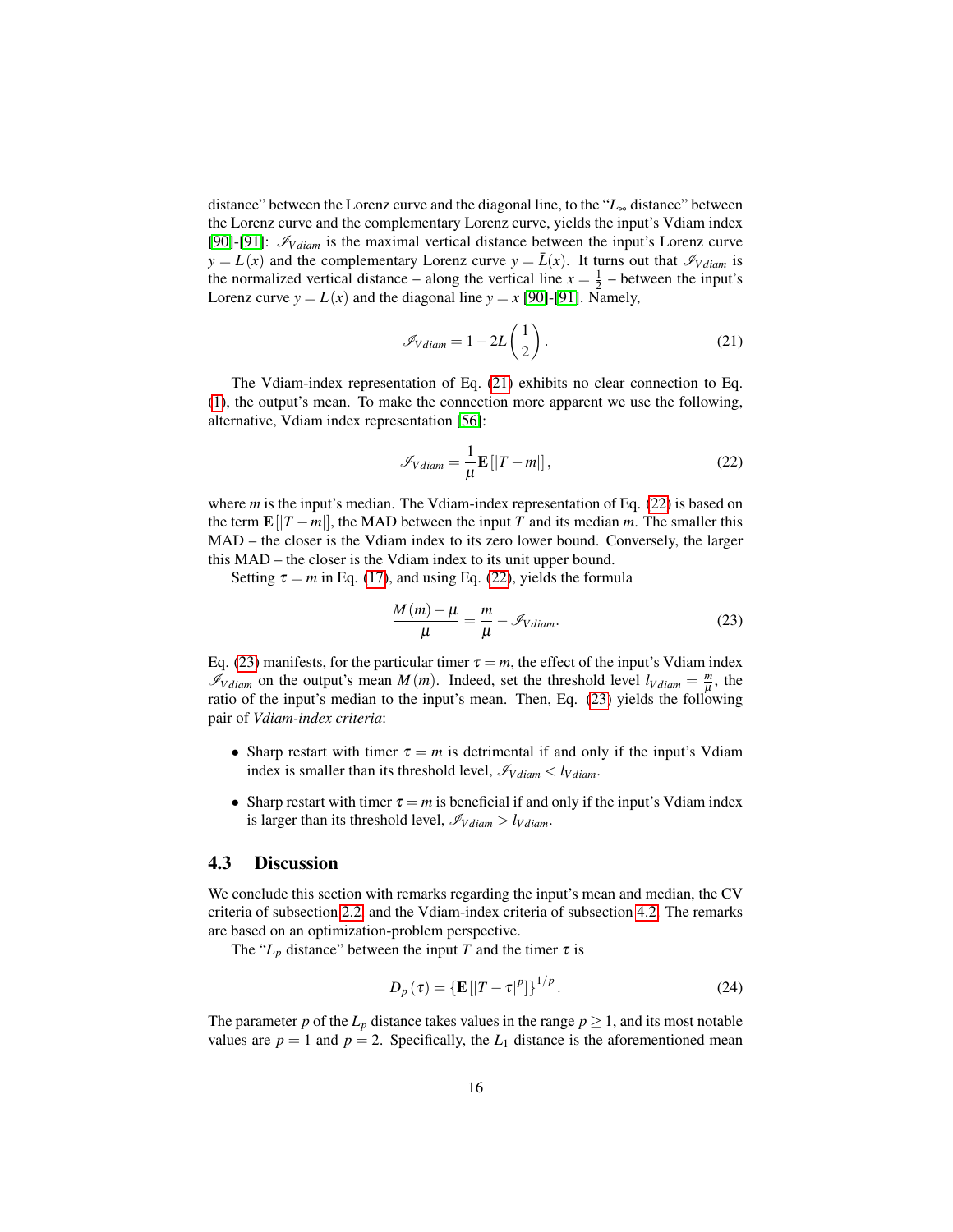distance" between the Lorenz curve and the diagonal line, to the "$L_\infty$ distance" between the Lorenz curve and the complementary Lorenz curve, yields the input's Vdiam index [90]-[91]: $\mathscr{I}_{Vdiam}$ is the maximal vertical distance between the input's Lorenz curve $y = L(x)$ and the complementary Lorenz curve $y = \bar{L}(x)$. It turns out that $\mathscr{I}_{Vdiam}$ is the normalized vertical distance – along the vertical line $x = \frac{1}{2}$ – between the input's Lorenz curve $y = L(x)$ and the diagonal line $y = x$ [90]-[91]. Namely,

$$\mathscr{I}_{Vdiam} = 1 - 2L\left(\frac{1}{2}\right). \tag{21}$$

The Vdiam-index representation of Eq. (21) exhibits no clear connection to Eq. (1), the output's mean. To make the connection more apparent we use the following, alternative, Vdiam index representation [56]:

$$\mathscr{I}_{Vdiam} = \frac{1}{\mu}\mathbf{E}\left[|T - m|\right], \tag{22}$$

where $m$ is the input's median. The Vdiam-index representation of Eq. (22) is based on the term $\mathbf{E}[|T-m|]$, the MAD between the input $T$ and its median $m$. The smaller this MAD – the closer is the Vdiam index to its zero lower bound. Conversely, the larger this MAD – the closer is the Vdiam index to its unit upper bound.

Setting $\tau = m$ in Eq. (17), and using Eq. (22), yields the formula

$$\frac{M(m) - \mu}{\mu} = \frac{m}{\mu} - \mathscr{I}_{Vdiam}. \tag{23}$$

Eq. (23) manifests, for the particular timer $\tau = m$, the effect of the input's Vdiam index $\mathscr{I}_{Vdiam}$ on the output's mean $M(m)$. Indeed, set the threshold level $l_{Vdiam} = \frac{m}{\mu}$, the ratio of the input's median to the input's mean. Then, Eq. (23) yields the following pair of *Vdiam-index criteria*:

- Sharp restart with timer $\tau = m$ is detrimental if and only if the input's Vdiam index is smaller than its threshold level, $\mathscr{I}_{Vdiam} < l_{Vdiam}$.
- Sharp restart with timer $\tau = m$ is beneficial if and only if the input's Vdiam index is larger than its threshold level, $\mathscr{I}_{Vdiam} > l_{Vdiam}$.

### 4.3 Discussion

We conclude this section with remarks regarding the input's mean and median, the CV criteria of subsection 2.2 and the Vdiam-index criteria of subsection 4.2. The remarks are based on an optimization-problem perspective.

The "$L_p$ distance" between the input $T$ and the timer $\tau$ is

$$D_p(\tau) = \left\{\mathbf{E}\left[|T - \tau|^p\right]\right\}^{1/p}. \tag{24}$$

The parameter $p$ of the $L_p$ distance takes values in the range $p \geq 1$, and its most notable values are $p = 1$ and $p = 2$. Specifically, the $L_1$ distance is the aforementioned mean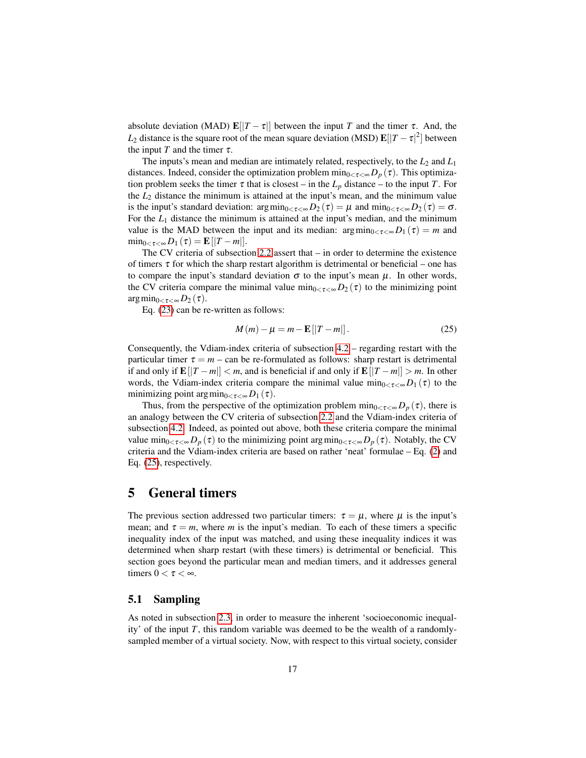absolute deviation (MAD) $\mathbf{E}[|T-\tau|]$ between the input $T$ and the timer $\tau$. And, the $L_2$ distance is the square root of the mean square deviation (MSD) $\mathbf{E}[|T-\tau|^2]$ between the input $T$ and the timer $\tau$.

The inputs's mean and median are intimately related, respectively, to the $L_2$ and $L_1$ distances. Indeed, consider the optimization problem $\min_{0<\tau<\infty} D_p(\tau)$. This optimization problem seeks the timer $\tau$ that is closest – in the $L_p$ distance – to the input $T$. For the $L_2$ distance the minimum is attained at the input's mean, and the minimum value is the input's standard deviation: $\arg\min_{0<\tau<\infty} D_2(\tau) = \mu$ and $\min_{0<\tau<\infty} D_2(\tau) = \sigma$. For the $L_1$ distance the minimum is attained at the input's median, and the minimum value is the MAD between the input and its median: $\arg\min_{0<\tau<\infty} D_1(\tau) = m$ and $\min_{0<\tau<\infty} D_1(\tau) = \mathbf{E}[|T-m|]$.

The CV criteria of subsection 2.2 assert that – in order to determine the existence of timers $\tau$ for which the sharp restart algorithm is detrimental or beneficial – one has to compare the input's standard deviation $\sigma$ to the input's mean $\mu$. In other words, the CV criteria compare the minimal value $\min_{0<\tau<\infty} D_2(\tau)$ to the minimizing point $\arg\min_{0<\tau<\infty} D_2(\tau)$.

Eq. (23) can be re-written as follows:

$$M(m) - \mu = m - \mathbf{E}[|T-m|]. \tag{25}$$

Consequently, the Vdiam-index criteria of subsection 4.2 – regarding restart with the particular timer $\tau = m$ – can be re-formulated as follows: sharp restart is detrimental if and only if $\mathbf{E}[|T-m|] < m$, and is beneficial if and only if $\mathbf{E}[|T-m|] > m$. In other words, the Vdiam-index criteria compare the minimal value $\min_{0<\tau<\infty} D_1(\tau)$ to the minimizing point $\arg\min_{0<\tau<\infty} D_1(\tau)$.

Thus, from the perspective of the optimization problem $\min_{0<\tau<\infty} D_p(\tau)$, there is an analogy between the CV criteria of subsection 2.2 and the Vdiam-index criteria of subsection 4.2. Indeed, as pointed out above, both these criteria compare the minimal value $\min_{0<\tau<\infty} D_p(\tau)$ to the minimizing point $\arg\min_{0<\tau<\infty} D_p(\tau)$. Notably, the CV criteria and the Vdiam-index criteria are based on rather 'neat' formulae – Eq. (2) and Eq. (25), respectively.

# 5 General timers

The previous section addressed two particular timers: $\tau = \mu$, where $\mu$ is the input's mean; and $\tau = m$, where $m$ is the input's median. To each of these timers a specific inequality index of the input was matched, and using these inequality indices it was determined when sharp restart (with these timers) is detrimental or beneficial. This section goes beyond the particular mean and median timers, and it addresses general timers $0 < \tau < \infty$.

## 5.1 Sampling

As noted in subsection 2.3, in order to measure the inherent 'socioeconomic inequality' of the input $T$, this random variable was deemed to be the wealth of a randomly-sampled member of a virtual society. Now, with respect to this virtual society, consider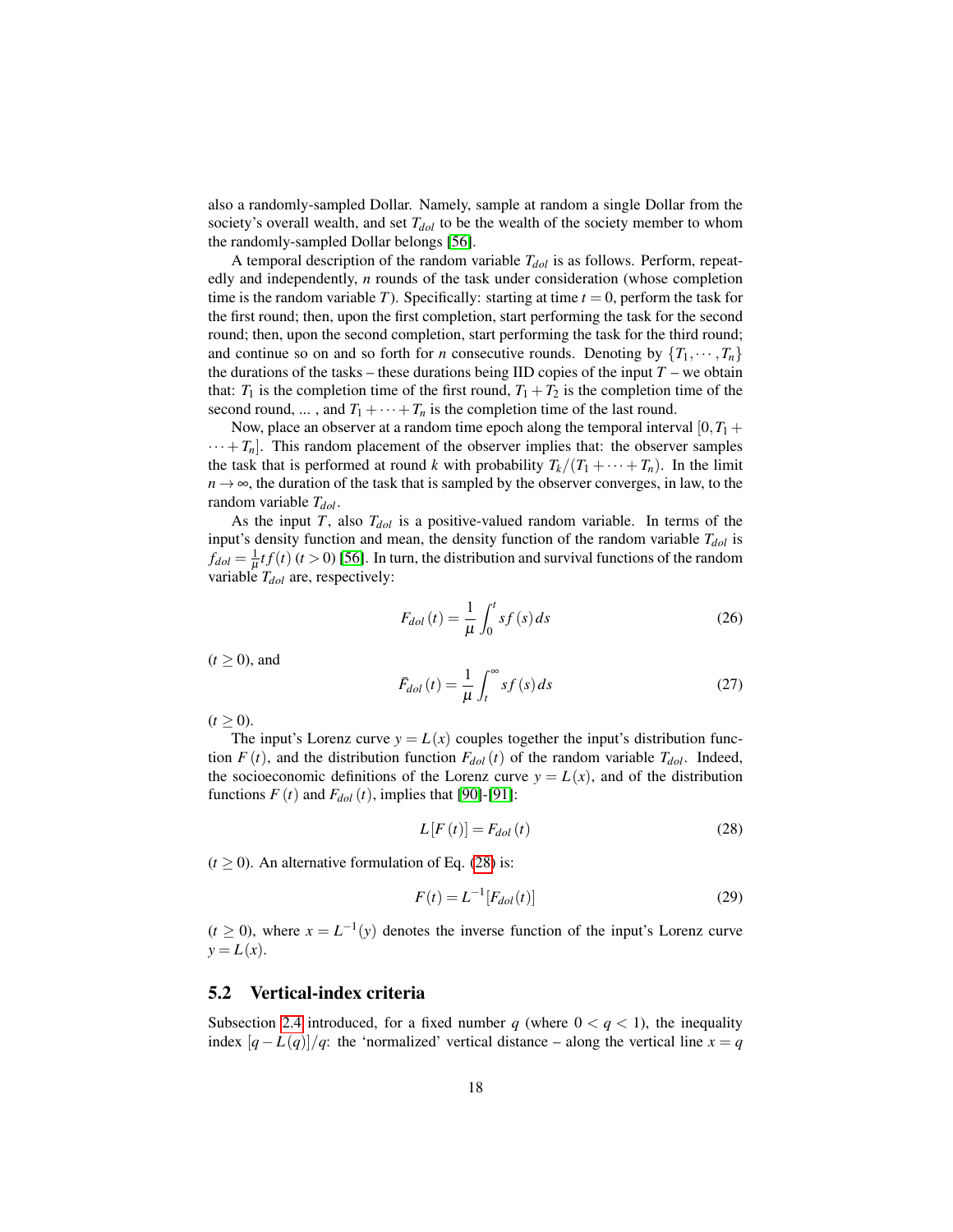also a randomly-sampled Dollar. Namely, sample at random a single Dollar from the society's overall wealth, and set $T_{dol}$ to be the wealth of the society member to whom the randomly-sampled Dollar belongs [56].

A temporal description of the random variable $T_{dol}$ is as follows. Perform, repeatedly and independently, $n$ rounds of the task under consideration (whose completion time is the random variable $T$). Specifically: starting at time $t = 0$, perform the task for the first round; then, upon the first completion, start performing the task for the second round; then, upon the second completion, start performing the task for the third round; and continue so on and so forth for $n$ consecutive rounds. Denoting by $\{T_1, \cdots, T_n\}$ the durations of the tasks – these durations being IID copies of the input $T$ – we obtain that: $T_1$ is the completion time of the first round, $T_1 + T_2$ is the completion time of the second round, ... , and $T_1 + \cdots + T_n$ is the completion time of the last round.

Now, place an observer at a random time epoch along the temporal interval $[0, T_1 + \cdots + T_n]$. This random placement of the observer implies that: the observer samples the task that is performed at round $k$ with probability $T_k/(T_1 + \cdots + T_n)$. In the limit $n \to \infty$, the duration of the task that is sampled by the observer converges, in law, to the random variable $T_{dol}$.

As the input $T$, also $T_{dol}$ is a positive-valued random variable. In terms of the input's density function and mean, the density function of the random variable $T_{dol}$ is $f_{dol} = \frac{1}{\mu} t f(t)$ $(t > 0)$ [56]. In turn, the distribution and survival functions of the random variable $T_{dol}$ are, respectively:

$$F_{dol}(t) = \frac{1}{\mu} \int_0^t s f(s) \, ds \tag{26}$$

$(t \geq 0)$, and

$$\bar{F}_{dol}(t) = \frac{1}{\mu} \int_t^\infty s f(s) \, ds \tag{27}$$

$(t \geq 0)$.

The input's Lorenz curve $y = L(x)$ couples together the input's distribution function $F(t)$, and the distribution function $F_{dol}(t)$ of the random variable $T_{dol}$. Indeed, the socioeconomic definitions of the Lorenz curve $y = L(x)$, and of the distribution functions $F(t)$ and $F_{dol}(t)$, implies that [90]-[91]:

$$L[F(t)] = F_{dol}(t) \tag{28}$$

$(t \geq 0)$. An alternative formulation of Eq. (28) is:

$$F(t) = L^{-1}[F_{dol}(t)] \tag{29}$$

$(t \geq 0)$, where $x = L^{-1}(y)$ denotes the inverse function of the input's Lorenz curve $y = L(x)$.

## 5.2 Vertical-index criteria

Subsection 2.4 introduced, for a fixed number $q$ (where $0 < q < 1$), the inequality index $[q - L(q)]/q$: the 'normalized' vertical distance – along the vertical line $x = q$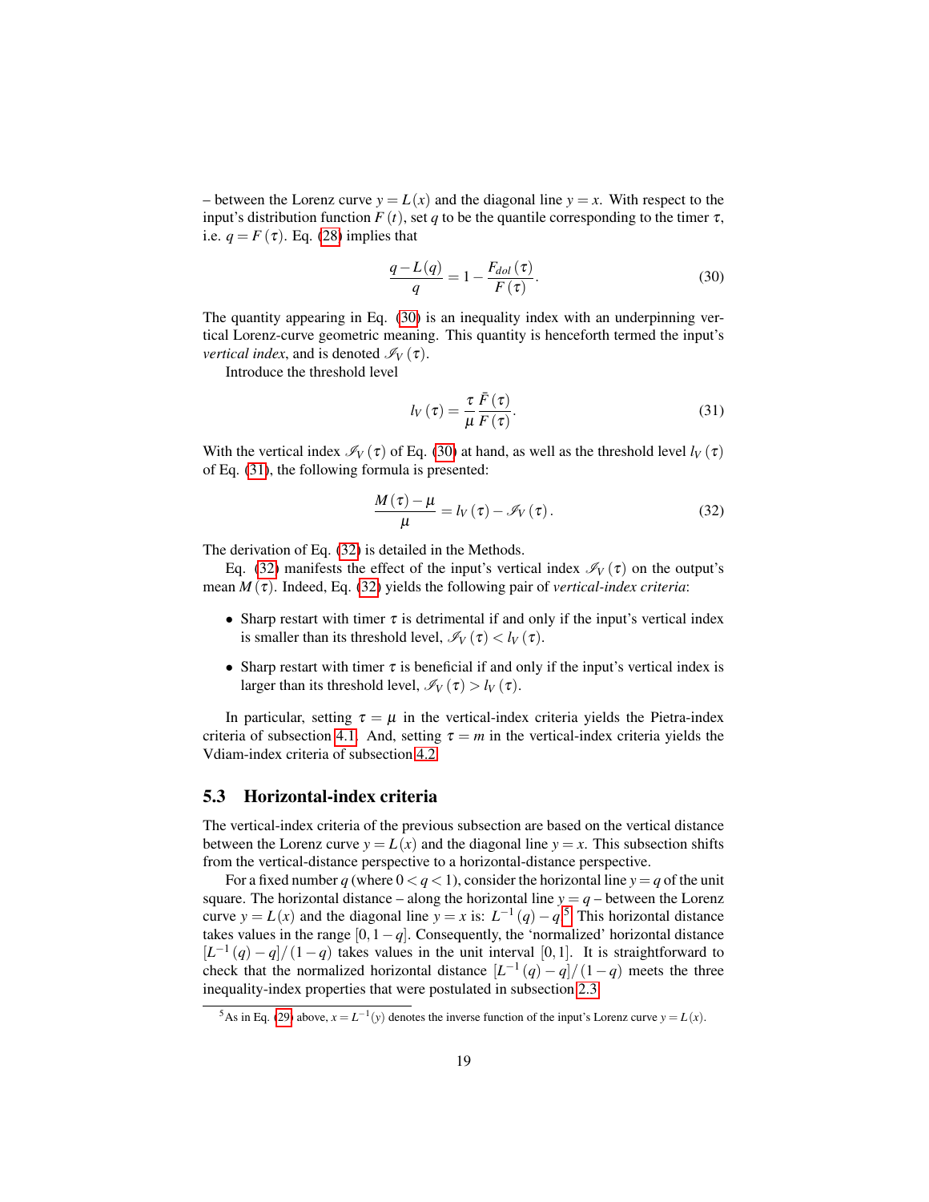– between the Lorenz curve $y = L(x)$ and the diagonal line $y = x$. With respect to the input's distribution function $F(t)$, set $q$ to be the quantile corresponding to the timer $\tau$, i.e. $q = F(\tau)$. Eq. (28) implies that

$$\frac{q - L(q)}{q} = 1 - \frac{F_{dol}(\tau)}{F(\tau)}. \tag{30}$$

The quantity appearing in Eq. (30) is an inequality index with an underpinning vertical Lorenz-curve geometric meaning. This quantity is henceforth termed the input's *vertical index*, and is denoted $\mathscr{I}_V(\tau)$.

Introduce the threshold level

$$l_V(\tau) = \frac{\tau}{\mu} \frac{\bar{F}(\tau)}{F(\tau)}. \tag{31}$$

With the vertical index $\mathscr{I}_V(\tau)$ of Eq. (30) at hand, as well as the threshold level $l_V(\tau)$ of Eq. (31), the following formula is presented:

$$\frac{M(\tau) - \mu}{\mu} = l_V(\tau) - \mathscr{I}_V(\tau). \tag{32}$$

The derivation of Eq. (32) is detailed in the Methods.

Eq. (32) manifests the effect of the input's vertical index $\mathscr{I}_V(\tau)$ on the output's mean $M(\tau)$. Indeed, Eq. (32) yields the following pair of *vertical-index criteria*:

- Sharp restart with timer $\tau$ is detrimental if and only if the input's vertical index is smaller than its threshold level, $\mathscr{I}_V(\tau) < l_V(\tau)$.
- Sharp restart with timer $\tau$ is beneficial if and only if the input's vertical index is larger than its threshold level, $\mathscr{I}_V(\tau) > l_V(\tau)$.

In particular, setting $\tau = \mu$ in the vertical-index criteria yields the Pietra-index criteria of subsection 4.1. And, setting $\tau = m$ in the vertical-index criteria yields the Vdiam-index criteria of subsection 4.2.

## 5.3 Horizontal-index criteria

The vertical-index criteria of the previous subsection are based on the vertical distance between the Lorenz curve $y = L(x)$ and the diagonal line $y = x$. This subsection shifts from the vertical-distance perspective to a horizontal-distance perspective.

For a fixed number $q$ (where $0 < q < 1$), consider the horizontal line $y = q$ of the unit square. The horizontal distance – along the horizontal line $y = q$ – between the Lorenz curve $y = L(x)$ and the diagonal line $y = x$ is: $L^{-1}(q) - q$.[5] This horizontal distance takes values in the range $[0, 1-q]$. Consequently, the 'normalized' horizontal distance $[L^{-1}(q) - q]/(1-q)$ takes values in the unit interval $[0, 1]$. It is straightforward to check that the normalized horizontal distance $[L^{-1}(q) - q]/(1-q)$ meets the three inequality-index properties that were postulated in subsection 2.3.

[5] As in Eq. (29) above, $x = L^{-1}(y)$ denotes the inverse function of the input's Lorenz curve $y = L(x)$.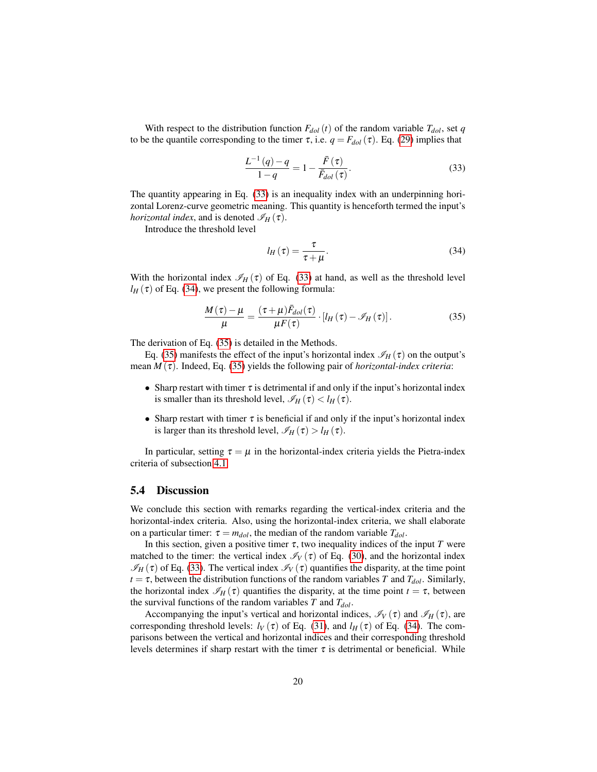With respect to the distribution function $F_{dol}(t)$ of the random variable $T_{dol}$, set $q$ to be the quantile corresponding to the timer $\tau$, i.e. $q = F_{dol}(\tau)$. Eq. (29) implies that

$$\frac{L^{-1}(q) - q}{1 - q} = 1 - \frac{\bar{F}(\tau)}{\bar{F}_{dol}(\tau)}. \tag{33}$$

The quantity appearing in Eq. (33) is an inequality index with an underpinning horizontal Lorenz-curve geometric meaning. This quantity is henceforth termed the input's *horizontal index*, and is denoted $\mathscr{I}_H(\tau)$.

Introduce the threshold level

$$l_H(\tau) = \frac{\tau}{\tau + \mu}. \tag{34}$$

With the horizontal index $\mathscr{I}_H(\tau)$ of Eq. (33) at hand, as well as the threshold level $l_H(\tau)$ of Eq. (34), we present the following formula:

$$\frac{M(\tau) - \mu}{\mu} = \frac{(\tau + \mu)\bar{F}_{dol}(\tau)}{\mu F(\tau)} \cdot [l_H(\tau) - \mathscr{I}_H(\tau)]. \tag{35}$$

The derivation of Eq. (35) is detailed in the Methods.

Eq. (35) manifests the effect of the input's horizontal index $\mathscr{I}_H(\tau)$ on the output's mean $M(\tau)$. Indeed, Eq. (35) yields the following pair of *horizontal-index criteria*:

- Sharp restart with timer $\tau$ is detrimental if and only if the input's horizontal index is smaller than its threshold level, $\mathscr{I}_H(\tau) < l_H(\tau)$.
- Sharp restart with timer $\tau$ is beneficial if and only if the input's horizontal index is larger than its threshold level, $\mathscr{I}_H(\tau) > l_H(\tau)$.

In particular, setting $\tau = \mu$ in the horizontal-index criteria yields the Pietra-index criteria of subsection 4.1.

## 5.4 Discussion

We conclude this section with remarks regarding the vertical-index criteria and the horizontal-index criteria. Also, using the horizontal-index criteria, we shall elaborate on a particular timer: $\tau = m_{dol}$, the median of the random variable $T_{dol}$.

In this section, given a positive timer $\tau$, two inequality indices of the input $T$ were matched to the timer: the vertical index $\mathscr{I}_V(\tau)$ of Eq. (30), and the horizontal index $\mathscr{I}_H(\tau)$ of Eq. (33). The vertical index $\mathscr{I}_V(\tau)$ quantifies the disparity, at the time point $t = \tau$, between the distribution functions of the random variables $T$ and $T_{dol}$. Similarly, the horizontal index $\mathscr{I}_H(\tau)$ quantifies the disparity, at the time point $t = \tau$, between the survival functions of the random variables $T$ and $T_{dol}$.

Accompanying the input's vertical and horizontal indices, $\mathscr{I}_V(\tau)$ and $\mathscr{I}_H(\tau)$, are corresponding threshold levels: $l_V(\tau)$ of Eq. (31), and $l_H(\tau)$ of Eq. (34). The comparisons between the vertical and horizontal indices and their corresponding threshold levels determines if sharp restart with the timer $\tau$ is detrimental or beneficial. While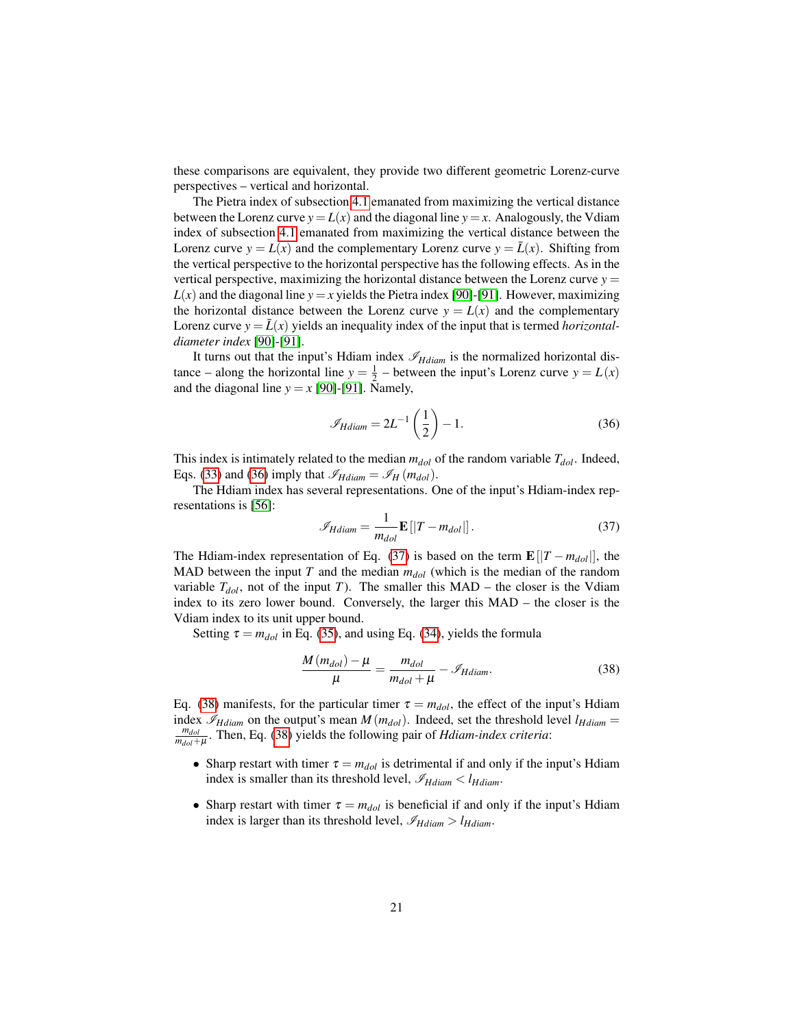these comparisons are equivalent, they provide two different geometric Lorenz-curve perspectives – vertical and horizontal.

The Pietra index of subsection 4.1 emanated from maximizing the vertical distance between the Lorenz curve $y = L(x)$ and the diagonal line $y = x$. Analogously, the Vdiam index of subsection 4.1 emanated from maximizing the vertical distance between the Lorenz curve $y = L(x)$ and the complementary Lorenz curve $y = \bar{L}(x)$. Shifting from the vertical perspective to the horizontal perspective has the following effects. As in the vertical perspective, maximizing the horizontal distance between the Lorenz curve $y = L(x)$ and the diagonal line $y = x$ yields the Pietra index [90]-[91]. However, maximizing the horizontal distance between the Lorenz curve $y = L(x)$ and the complementary Lorenz curve $y = \bar{L}(x)$ yields an inequality index of the input that is termed *horizontal-diameter index* [90]-[91].

It turns out that the input's Hdiam index $\mathscr{I}_{Hdiam}$ is the normalized horizontal distance – along the horizontal line $y = \frac{1}{2}$ – between the input's Lorenz curve $y = L(x)$ and the diagonal line $y = x$ [90]-[91]. Namely,

$$\mathscr{I}_{Hdiam} = 2L^{-1}\left(\frac{1}{2}\right) - 1. \tag{36}$$

This index is intimately related to the median $m_{dol}$ of the random variable $T_{dol}$. Indeed, Eqs. (33) and (36) imply that $\mathscr{I}_{Hdiam} = \mathscr{I}_{H}(m_{dol})$.

The Hdiam index has several representations. One of the input's Hdiam-index representations is [56]:

$$\mathscr{I}_{Hdiam} = \frac{1}{m_{dol}} \mathbf{E}\left[|T - m_{dol}|\right]. \tag{37}$$

The Hdiam-index representation of Eq. (37) is based on the term $\mathbf{E}[|T - m_{dol}|]$, the MAD between the input $T$ and the median $m_{dol}$ (which is the median of the random variable $T_{dol}$, not of the input $T$). The smaller this MAD – the closer is the Vdiam index to its zero lower bound. Conversely, the larger this MAD – the closer is the Vdiam index to its unit upper bound.

Setting $\tau = m_{dol}$ in Eq. (35), and using Eq. (34), yields the formula

$$\frac{M(m_{dol}) - \mu}{\mu} = \frac{m_{dol}}{m_{dol} + \mu} - \mathscr{I}_{Hdiam}. \tag{38}$$

Eq. (38) manifests, for the particular timer $\tau = m_{dol}$, the effect of the input's Hdiam index $\mathscr{I}_{Hdiam}$ on the output's mean $M(m_{dol})$. Indeed, set the threshold level $l_{Hdiam} = \frac{m_{dol}}{m_{dol}+\mu}$. Then, Eq. (38) yields the following pair of *Hdiam-index criteria*:

- Sharp restart with timer $\tau = m_{dol}$ is detrimental if and only if the input's Hdiam index is smaller than its threshold level, $\mathscr{I}_{Hdiam} < l_{Hdiam}$.
- Sharp restart with timer $\tau = m_{dol}$ is beneficial if and only if the input's Hdiam index is larger than its threshold level, $\mathscr{I}_{Hdiam} > l_{Hdiam}$.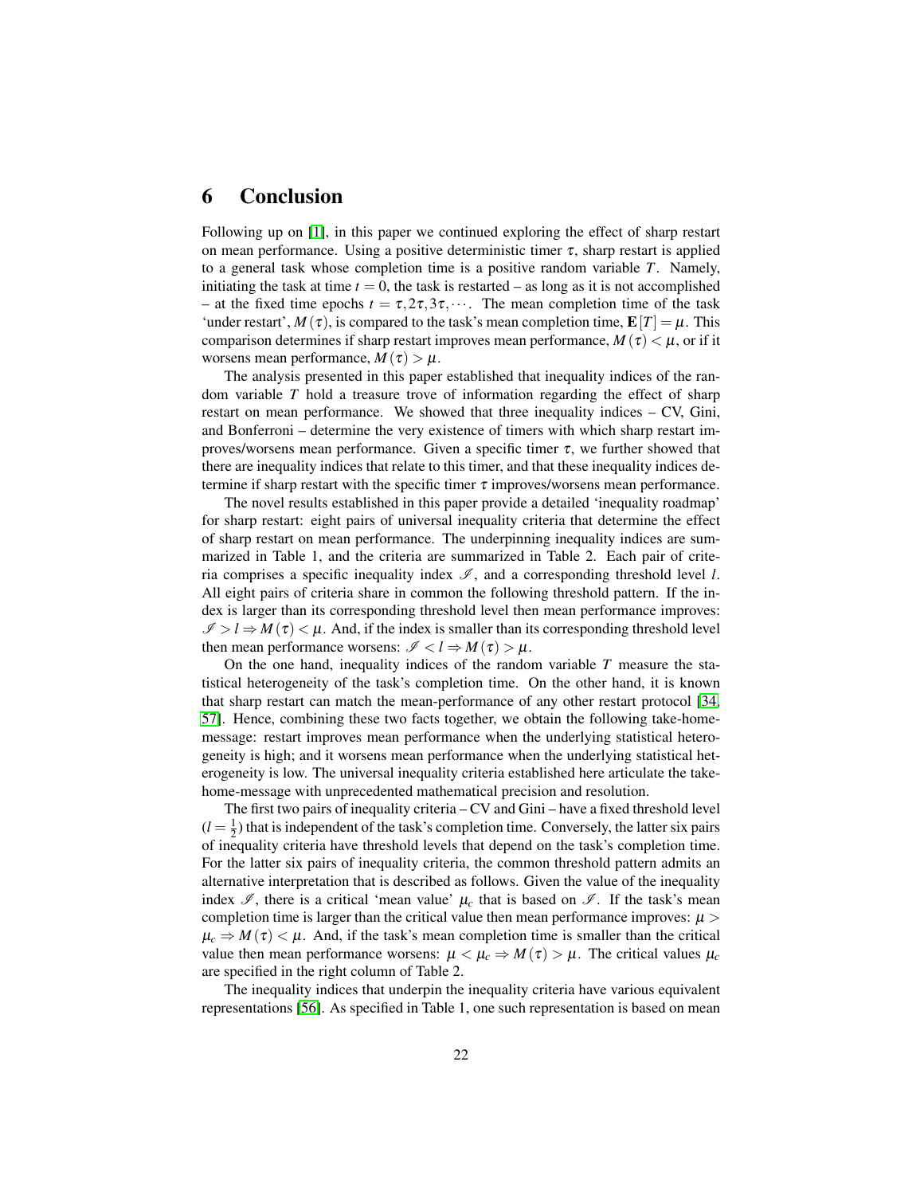# 6 Conclusion

Following up on [1], in this paper we continued exploring the effect of sharp restart on mean performance. Using a positive deterministic timer $\tau$, sharp restart is applied to a general task whose completion time is a positive random variable $T$. Namely, initiating the task at time $t = 0$, the task is restarted – as long as it is not accomplished – at the fixed time epochs $t = \tau, 2\tau, 3\tau, \cdots$. The mean completion time of the task 'under restart', $M(\tau)$, is compared to the task's mean completion time, $\mathbf{E}[T] = \mu$. This comparison determines if sharp restart improves mean performance, $M(\tau) < \mu$, or if it worsens mean performance, $M(\tau) > \mu$.

The analysis presented in this paper established that inequality indices of the random variable $T$ hold a treasure trove of information regarding the effect of sharp restart on mean performance. We showed that three inequality indices – CV, Gini, and Bonferroni – determine the very existence of timers with which sharp restart improves/worsens mean performance. Given a specific timer $\tau$, we further showed that there are inequality indices that relate to this timer, and that these inequality indices determine if sharp restart with the specific timer $\tau$ improves/worsens mean performance.

The novel results established in this paper provide a detailed 'inequality roadmap' for sharp restart: eight pairs of universal inequality criteria that determine the effect of sharp restart on mean performance. The underpinning inequality indices are summarized in Table 1, and the criteria are summarized in Table 2. Each pair of criteria comprises a specific inequality index $\mathscr{I}$, and a corresponding threshold level $l$. All eight pairs of criteria share in common the following threshold pattern. If the index is larger than its corresponding threshold level then mean performance improves: $\mathscr{I} > l \Rightarrow M(\tau) < \mu$. And, if the index is smaller than its corresponding threshold level then mean performance worsens: $\mathscr{I} < l \Rightarrow M(\tau) > \mu$.

On the one hand, inequality indices of the random variable $T$ measure the statistical heterogeneity of the task's completion time. On the other hand, it is known that sharp restart can match the mean-performance of any other restart protocol [34, 57]. Hence, combining these two facts together, we obtain the following take-home-message: restart improves mean performance when the underlying statistical heterogeneity is high; and it worsens mean performance when the underlying statistical heterogeneity is low. The universal inequality criteria established here articulate the take-home-message with unprecedented mathematical precision and resolution.

The first two pairs of inequality criteria – CV and Gini – have a fixed threshold level ($l = \frac{1}{2}$) that is independent of the task's completion time. Conversely, the latter six pairs of inequality criteria have threshold levels that depend on the task's completion time. For the latter six pairs of inequality criteria, the common threshold pattern admits an alternative interpretation that is described as follows. Given the value of the inequality index $\mathscr{I}$, there is a critical 'mean value' $\mu_c$ that is based on $\mathscr{I}$. If the task's mean completion time is larger than the critical value then mean performance improves: $\mu > \mu_c \Rightarrow M(\tau) < \mu$. And, if the task's mean completion time is smaller than the critical value then mean performance worsens: $\mu < \mu_c \Rightarrow M(\tau) > \mu$. The critical values $\mu_c$ are specified in the right column of Table 2.

The inequality indices that underpin the inequality criteria have various equivalent representations [56]. As specified in Table 1, one such representation is based on mean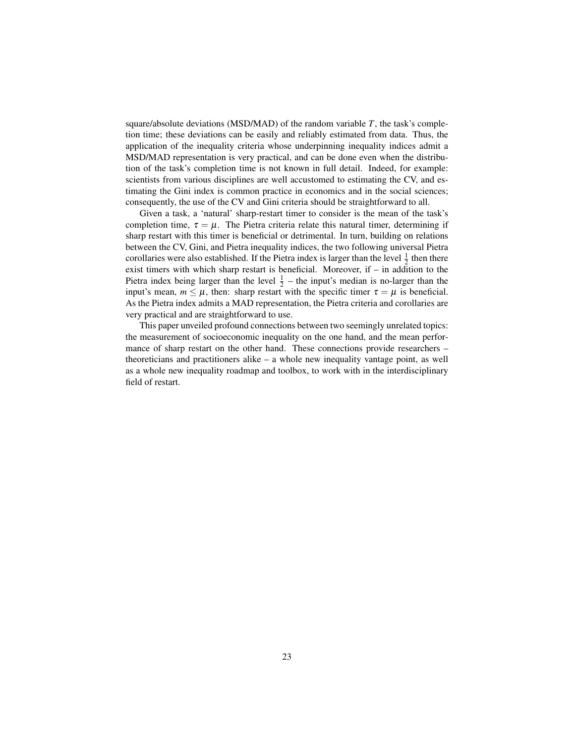square/absolute deviations (MSD/MAD) of the random variable $T$, the task's completion time; these deviations can be easily and reliably estimated from data. Thus, the application of the inequality criteria whose underpinning inequality indices admit a MSD/MAD representation is very practical, and can be done even when the distribution of the task's completion time is not known in full detail. Indeed, for example: scientists from various disciplines are well accustomed to estimating the CV, and estimating the Gini index is common practice in economics and in the social sciences; consequently, the use of the CV and Gini criteria should be straightforward to all.

Given a task, a 'natural' sharp-restart timer to consider is the mean of the task's completion time, $\tau = \mu$. The Pietra criteria relate this natural timer, determining if sharp restart with this timer is beneficial or detrimental. In turn, building on relations between the CV, Gini, and Pietra inequality indices, the two following universal Pietra corollaries were also established. If the Pietra index is larger than the level $\frac{1}{2}$ then there exist timers with which sharp restart is beneficial. Moreover, if – in addition to the Pietra index being larger than the level $\frac{1}{2}$ – the input's median is no-larger than the input's mean, $m \leq \mu$, then: sharp restart with the specific timer $\tau = \mu$ is beneficial. As the Pietra index admits a MAD representation, the Pietra criteria and corollaries are very practical and are straightforward to use.

This paper unveiled profound connections between two seemingly unrelated topics: the measurement of socioeconomic inequality on the one hand, and the mean performance of sharp restart on the other hand. These connections provide researchers – theoreticians and practitioners alike – a whole new inequality vantage point, as well as a whole new inequality roadmap and toolbox, to work with in the interdisciplinary field of restart.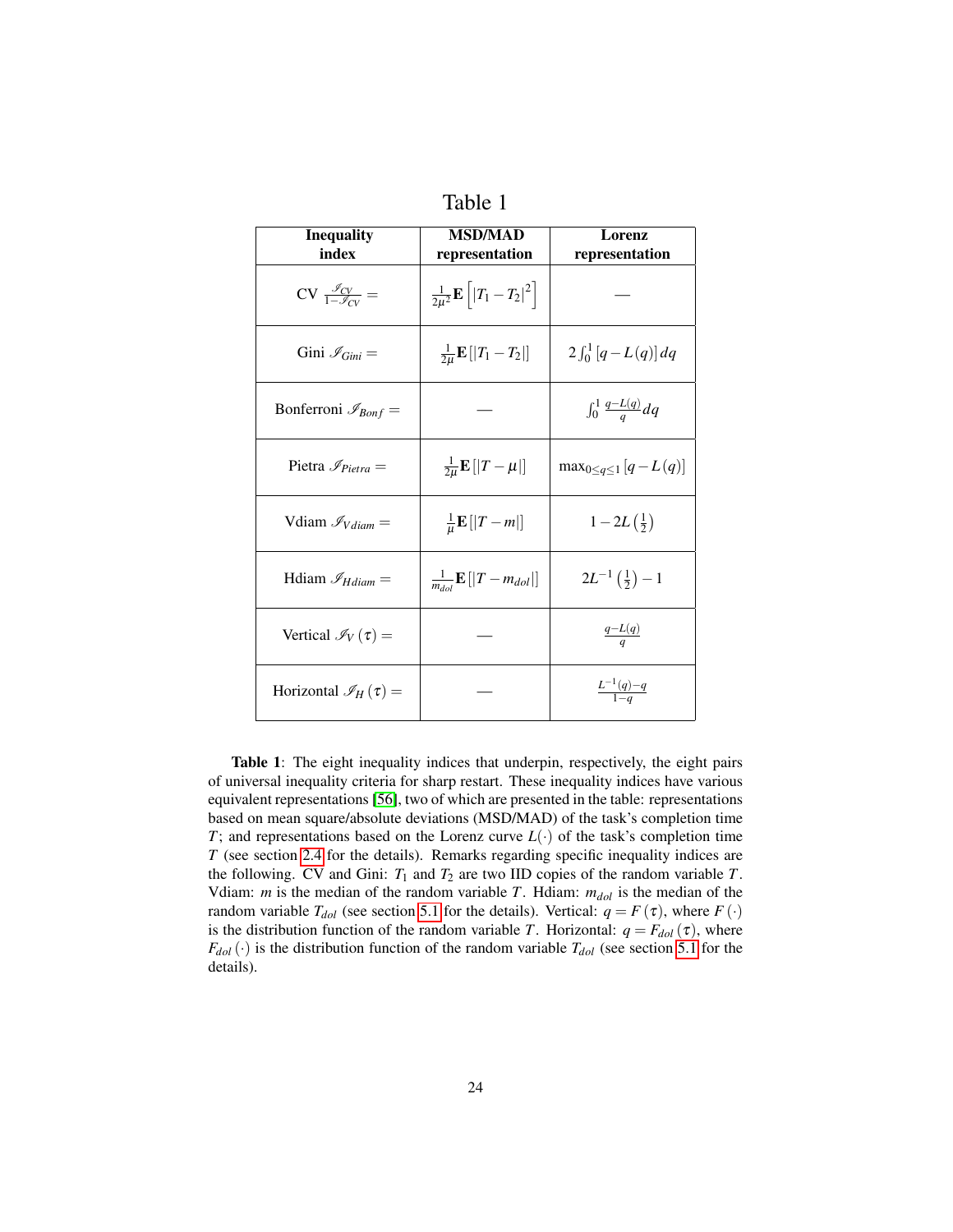Table 1

| **Inequality index** | **MSD/MAD representation** | **Lorenz representation** |
|---|---|---|
| CV $\frac{\mathscr{I}_{CV}}{1-\mathscr{I}_{CV}} =$ | $\frac{1}{2\mu^2}\mathbf{E}\left[\lvert T_1 - T_2\rvert^2\right]$ | — |
| Gini $\mathscr{I}_{Gini} =$ | $\frac{1}{2\mu}\mathbf{E}\left[\lvert T_1 - T_2\rvert\right]$ | $2\int_0^1 [q - L(q)]\, dq$ |
| Bonferroni $\mathscr{I}_{Bonf} =$ | — | $\int_0^1 \frac{q-L(q)}{q} dq$ |
| Pietra $\mathscr{I}_{Pietra} =$ | $\frac{1}{2\mu}\mathbf{E}\left[\lvert T - \mu\rvert\right]$ | $\max_{0\leq q \leq 1}[q - L(q)]$ |
| Vdiam $\mathscr{I}_{Vdiam} =$ | $\frac{1}{\mu}\mathbf{E}\left[\lvert T - m\rvert\right]$ | $1 - 2L\left(\frac{1}{2}\right)$ |
| Hdiam $\mathscr{I}_{Hdiam} =$ | $\frac{1}{m_{dol}}\mathbf{E}\left[\lvert T - m_{dol}\rvert\right]$ | $2L^{-1}\left(\frac{1}{2}\right) - 1$ |
| Vertical $\mathscr{I}_V(\tau) =$ | — | $\frac{q-L(q)}{q}$ |
| Horizontal $\mathscr{I}_H(\tau) =$ | — | $\frac{L^{-1}(q)-q}{1-q}$ |

**Table 1**: The eight inequality indices that underpin, respectively, the eight pairs of universal inequality criteria for sharp restart. These inequality indices have various equivalent representations [56], two of which are presented in the table: representations based on mean square/absolute deviations (MSD/MAD) of the task's completion time $T$; and representations based on the Lorenz curve $L(\cdot)$ of the task's completion time $T$ (see section 2.4 for the details). Remarks regarding specific inequality indices are the following. CV and Gini: $T_1$ and $T_2$ are two IID copies of the random variable $T$. Vdiam: $m$ is the median of the random variable $T$. Hdiam: $m_{dol}$ is the median of the random variable $T_{dol}$ (see section 5.1 for the details). Vertical: $q = F(\tau)$, where $F(\cdot)$ is the distribution function of the random variable $T$. Horizontal: $q = F_{dol}(\tau)$, where $F_{dol}(\cdot)$ is the distribution function of the random variable $T_{dol}$ (see section 5.1 for the details).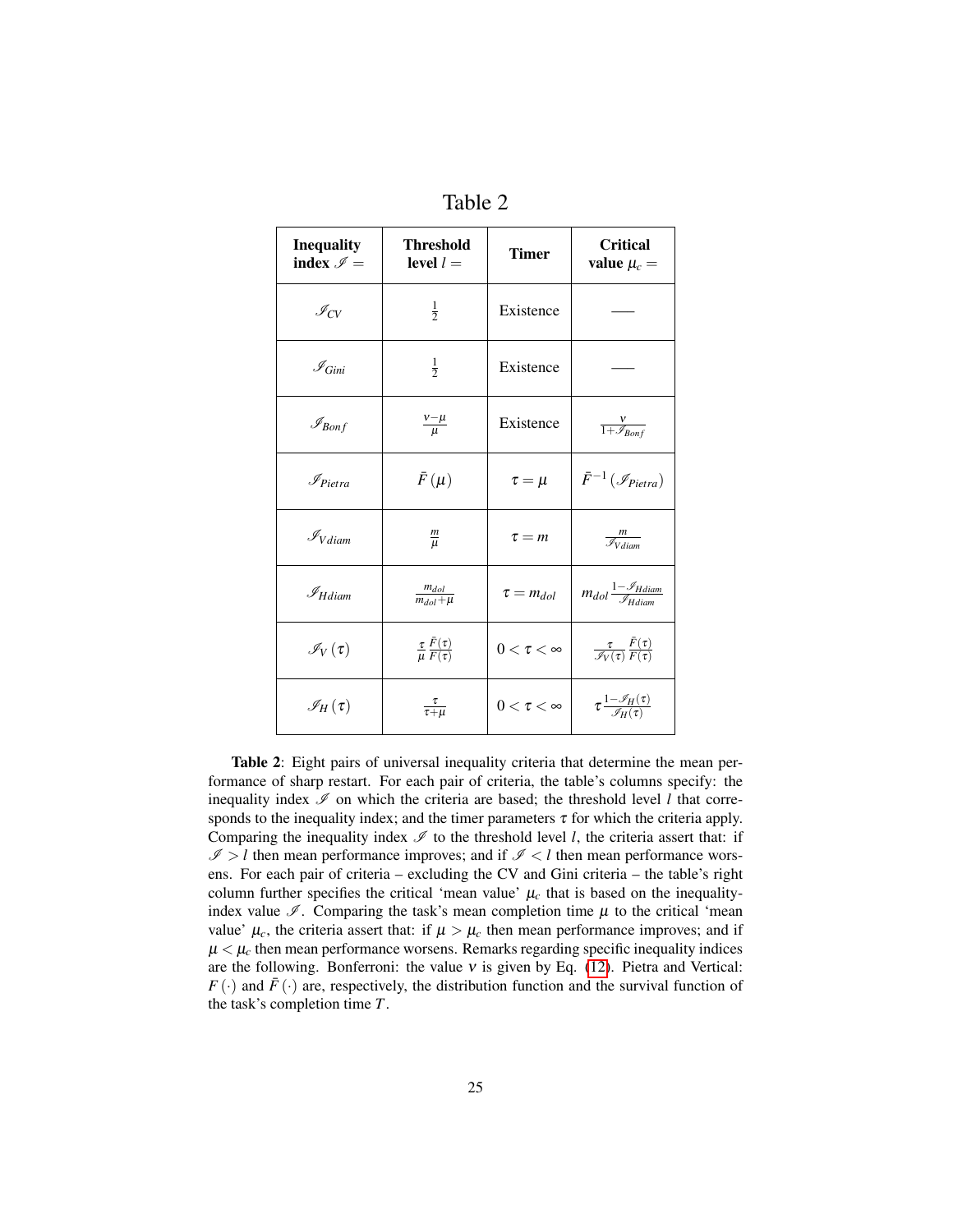Table 2

| **Inequality index** $\mathscr{I} =$ | **Threshold level** $l =$ | **Timer** | **Critical value** $\mu_c =$ |
|---|---|---|---|
| $\mathscr{I}_{CV}$ | $\frac{1}{2}$ | Existence | —— |
| $\mathscr{I}_{Gini}$ | $\frac{1}{2}$ | Existence | —— |
| $\mathscr{I}_{Bonf}$ | $\frac{\nu-\mu}{\mu}$ | Existence | $\frac{\nu}{1+\mathscr{I}_{Bonf}}$ |
| $\mathscr{I}_{Pietra}$ | $\bar{F}(\mu)$ | $\tau = \mu$ | $\bar{F}^{-1}(\mathscr{I}_{Pietra})$ |
| $\mathscr{I}_{Vdiam}$ | $\frac{m}{\mu}$ | $\tau = m$ | $\frac{m}{\mathscr{I}_{Vdiam}}$ |
| $\mathscr{I}_{Hdiam}$ | $\frac{m_{dol}}{m_{dol}+\mu}$ | $\tau = m_{dol}$ | $m_{dol}\frac{1-\mathscr{I}_{Hdiam}}{\mathscr{I}_{Hdiam}}$ |
| $\mathscr{I}_{V}(\tau)$ | $\frac{\tau}{\mu}\frac{\bar{F}(\tau)}{F(\tau)}$ | $0 < \tau < \infty$ | $\frac{\tau}{\mathscr{I}_{V}(\tau)}\frac{\bar{F}(\tau)}{F(\tau)}$ |
| $\mathscr{I}_{H}(\tau)$ | $\frac{\tau}{\tau+\mu}$ | $0 < \tau < \infty$ | $\tau\frac{1-\mathscr{I}_{H}(\tau)}{\mathscr{I}_{H}(\tau)}$ |

**Table 2**: Eight pairs of universal inequality criteria that determine the mean performance of sharp restart. For each pair of criteria, the table's columns specify: the inequality index $\mathscr{I}$ on which the criteria are based; the threshold level $l$ that corresponds to the inequality index; and the timer parameters $\tau$ for which the criteria apply. Comparing the inequality index $\mathscr{I}$ to the threshold level $l$, the criteria assert that: if $\mathscr{I} > l$ then mean performance improves; and if $\mathscr{I} < l$ then mean performance worsens. For each pair of criteria – excluding the CV and Gini criteria – the table's right column further specifies the critical 'mean value' $\mu_c$ that is based on the inequality-index value $\mathscr{I}$. Comparing the task's mean completion time $\mu$ to the critical 'mean value' $\mu_c$, the criteria assert that: if $\mu > \mu_c$ then mean performance improves; and if $\mu < \mu_c$ then mean performance worsens. Remarks regarding specific inequality indices are the following. Bonferroni: the value $\nu$ is given by Eq. (12). Pietra and Vertical: $F(\cdot)$ and $\bar{F}(\cdot)$ are, respectively, the distribution function and the survival function of the task's completion time $T$.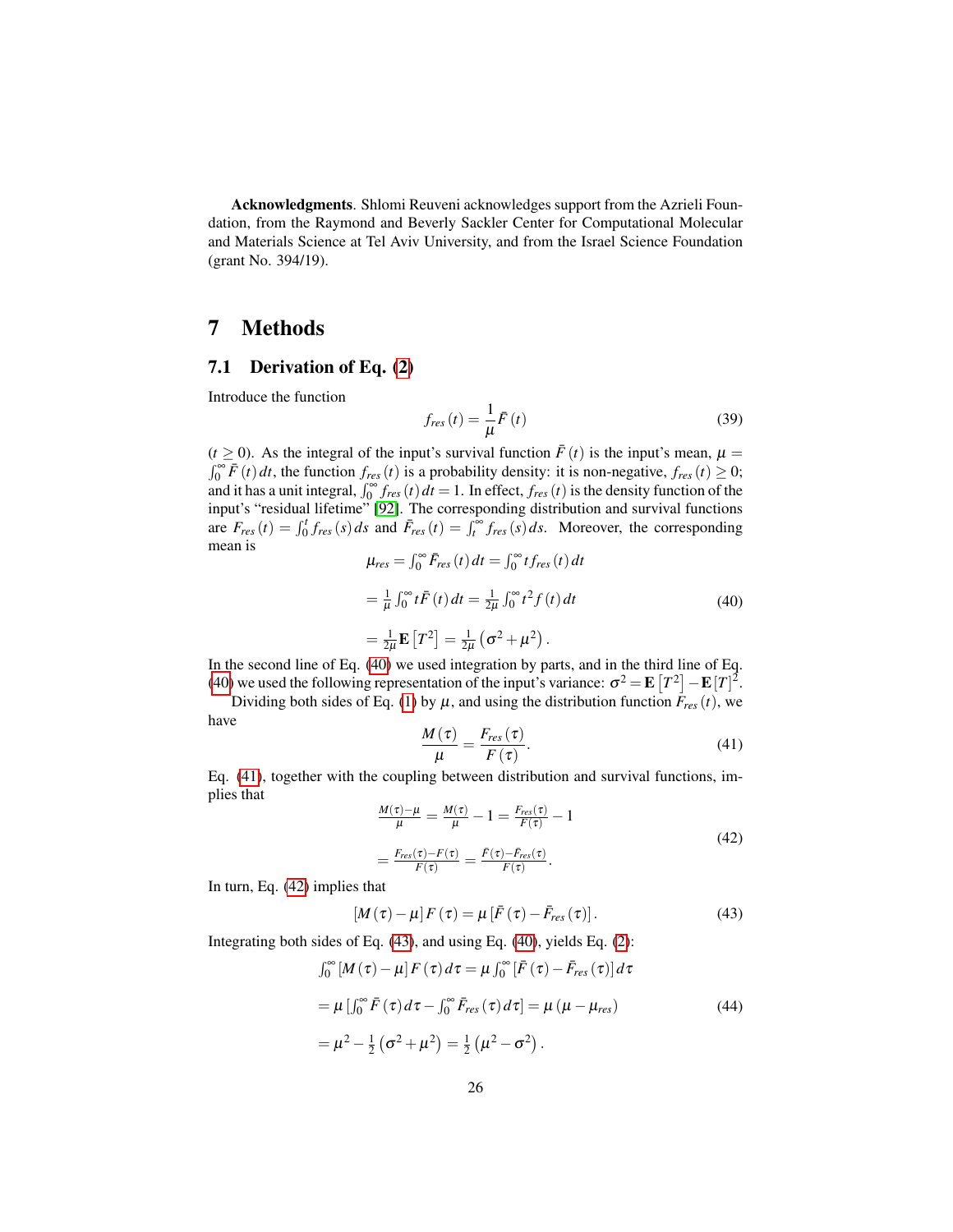**Acknowledgments**. Shlomi Reuveni acknowledges support from the Azrieli Foundation, from the Raymond and Beverly Sackler Center for Computational Molecular and Materials Science at Tel Aviv University, and from the Israel Science Foundation (grant No. 394/19).

# 7 Methods

## 7.1 Derivation of Eq. (2)

Introduce the function

$$f_{res}(t) = \frac{1}{\mu}\bar{F}(t) \tag{39}$$

($t \geq 0$). As the integral of the input's survival function $\bar{F}(t)$ is the input's mean, $\mu = \int_0^\infty \bar{F}(t)\,dt$, the function $f_{res}(t)$ is a probability density: it is non-negative, $f_{res}(t) \geq 0$; and it has a unit integral, $\int_0^\infty f_{res}(t)\,dt = 1$. In effect, $f_{res}(t)$ is the density function of the input's "residual lifetime" [92]. The corresponding distribution and survival functions are $F_{res}(t) = \int_0^t f_{res}(s)\,ds$ and $\bar{F}_{res}(t) = \int_t^\infty f_{res}(s)\,ds$. Moreover, the corresponding mean is

$$\begin{aligned}
\mu_{res} &= \int_0^\infty \bar{F}_{res}(t)\,dt = \int_0^\infty t f_{res}(t)\,dt \\
&= \tfrac{1}{\mu}\int_0^\infty t\bar{F}(t)\,dt = \tfrac{1}{2\mu}\int_0^\infty t^2 f(t)\,dt \\
&= \tfrac{1}{2\mu}\mathbf{E}\left[T^2\right] = \tfrac{1}{2\mu}\left(\sigma^2+\mu^2\right).
\end{aligned} \tag{40}$$

In the second line of Eq. (40) we used integration by parts, and in the third line of Eq. (40) we used the following representation of the input's variance: $\sigma^2 = \mathbf{E}\left[T^2\right] - \mathbf{E}[T]^2$.

Dividing both sides of Eq. (1) by $\mu$, and using the distribution function $F_{res}(t)$, we have

$$\frac{M(\tau)}{\mu} = \frac{F_{res}(\tau)}{F(\tau)}. \tag{41}$$

Eq. (41), together with the coupling between distribution and survival functions, implies that

$$\begin{aligned}
\frac{M(\tau)-\mu}{\mu} &= \frac{M(\tau)}{\mu} - 1 = \frac{F_{res}(\tau)}{F(\tau)} - 1 \\
&= \frac{F_{res}(\tau)-F(\tau)}{F(\tau)} = \frac{\bar{F}(\tau)-\bar{F}_{res}(\tau)}{F(\tau)}.
\end{aligned} \tag{42}$$

In turn, Eq. (42) implies that

$$[M(\tau)-\mu]\,F(\tau) = \mu\left[\bar{F}(\tau) - \bar{F}_{res}(\tau)\right]. \tag{43}$$

Integrating both sides of Eq. (43), and using Eq. (40), yields Eq. (2):

$$\begin{aligned}
\int_0^\infty [M(\tau)-\mu]\,F(\tau)\,d\tau &= \mu\int_0^\infty \left[\bar{F}(\tau) - \bar{F}_{res}(\tau)\right]d\tau \\
&= \mu\left[\int_0^\infty \bar{F}(\tau)\,d\tau - \int_0^\infty \bar{F}_{res}(\tau)\,d\tau\right] = \mu\left(\mu - \mu_{res}\right) \\
&= \mu^2 - \tfrac{1}{2}\left(\sigma^2+\mu^2\right) = \tfrac{1}{2}\left(\mu^2-\sigma^2\right).
\end{aligned} \tag{44}$$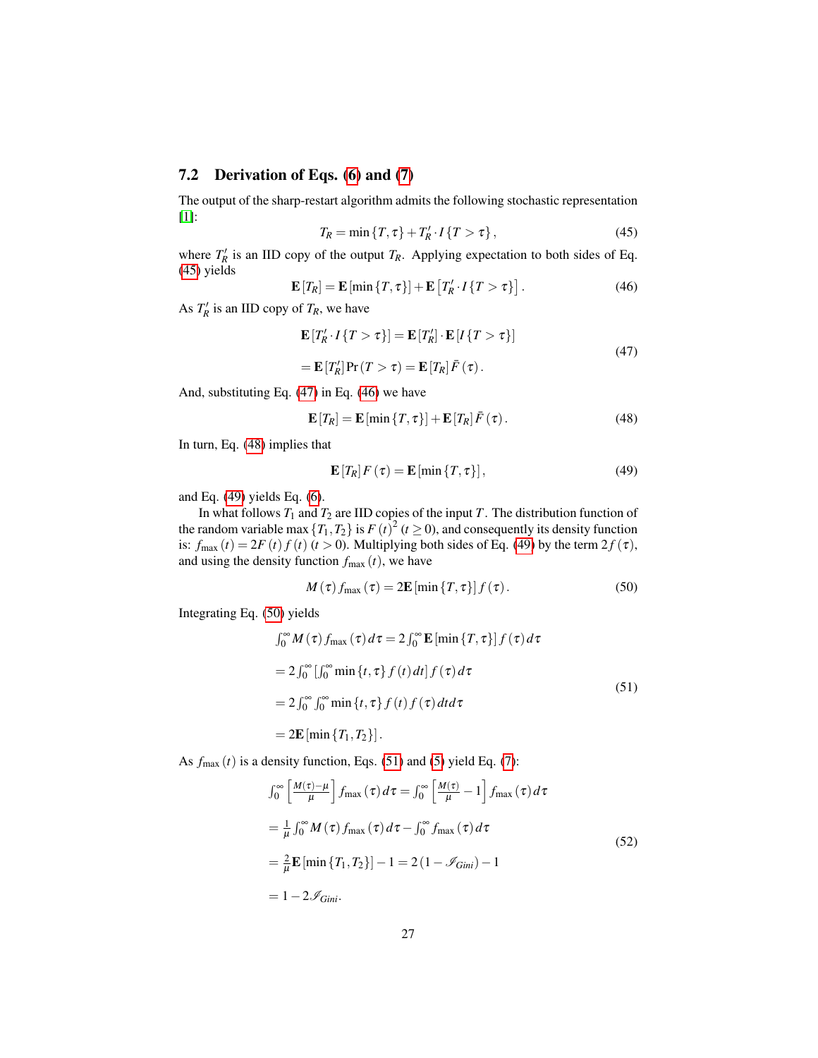### 7.2 Derivation of Eqs. (6) and (7)

The output of the sharp-restart algorithm admits the following stochastic representation [1]:

$$T_R = \min\{T, \tau\} + T'_R \cdot I\{T > \tau\}, \tag{45}$$

where $T'_R$ is an IID copy of the output $T_R$. Applying expectation to both sides of Eq. (45) yields

$$\mathbf{E}[T_R] = \mathbf{E}[\min\{T, \tau\}] + \mathbf{E}\left[T'_R \cdot I\{T > \tau\}\right]. \tag{46}$$

As $T'_R$ is an IID copy of $T_R$, we have

$$\begin{aligned} &\mathbf{E}\left[T'_R \cdot I\{T > \tau\}\right] = \mathbf{E}\left[T'_R\right] \cdot \mathbf{E}\left[I\{T > \tau\}\right] \\ &= \mathbf{E}\left[T'_R\right] \Pr(T > \tau) = \mathbf{E}[T_R] \bar{F}(\tau). \end{aligned} \tag{47}$$

And, substituting Eq. (47) in Eq. (46) we have

$$\mathbf{E}[T_R] = \mathbf{E}[\min\{T, \tau\}] + \mathbf{E}[T_R] \bar{F}(\tau). \tag{48}$$

In turn, Eq. (48) implies that

$$\mathbf{E}[T_R] F(\tau) = \mathbf{E}[\min\{T, \tau\}], \tag{49}$$

and Eq. (49) yields Eq. (6).

In what follows $T_1$ and $T_2$ are IID copies of the input $T$. The distribution function of the random variable $\max\{T_1, T_2\}$ is $F(t)^2$ ($t \geq 0$), and consequently its density function is: $f_{\max}(t) = 2F(t) f(t)$ ($t > 0$). Multiplying both sides of Eq. (49) by the term $2f(\tau)$, and using the density function $f_{\max}(t)$, we have

$$M(\tau) f_{\max}(\tau) = 2\mathbf{E}[\min\{T, \tau\}] f(\tau). \tag{50}$$

Integrating Eq. (50) yields

$$\begin{aligned} &\int_0^\infty M(\tau) f_{\max}(\tau) d\tau = 2\int_0^\infty \mathbf{E}[\min\{T, \tau\}] f(\tau) d\tau \\ &= 2\int_0^\infty \left[\int_0^\infty \min\{t, \tau\} f(t) dt\right] f(\tau) d\tau \\ &= 2\int_0^\infty \int_0^\infty \min\{t, \tau\} f(t) f(\tau) dt d\tau \\ &= 2\mathbf{E}[\min\{T_1, T_2\}]. \end{aligned} \tag{51}$$

As $f_{\max}(t)$ is a density function, Eqs. (51) and (5) yield Eq. (7):

$$\begin{aligned} &\int_0^\infty \left[\frac{M(\tau) - \mu}{\mu}\right] f_{\max}(\tau) d\tau = \int_0^\infty \left[\frac{M(\tau)}{\mu} - 1\right] f_{\max}(\tau) d\tau \\ &= \frac{1}{\mu}\int_0^\infty M(\tau) f_{\max}(\tau) d\tau - \int_0^\infty f_{\max}(\tau) d\tau \\ &= \frac{2}{\mu}\mathbf{E}[\min\{T_1, T_2\}] - 1 = 2(1 - \mathscr{I}_{Gini}) - 1 \\ &= 1 - 2\mathscr{I}_{Gini}. \end{aligned} \tag{52}$$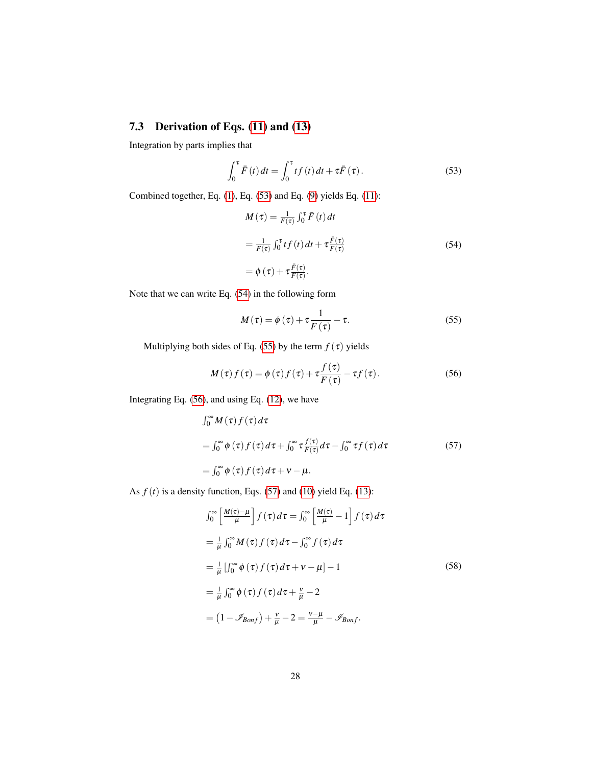### 7.3 Derivation of Eqs. (11) and (13)

Integration by parts implies that

$$\int_0^{\tau} \bar{F}(t)\,dt = \int_0^{\tau} t f(t)\,dt + \tau \bar{F}(\tau). \tag{53}$$

Combined together, Eq. (1), Eq. (53) and Eq. (9) yields Eq. (11):

$$\begin{aligned} M(\tau) &= \tfrac{1}{F(\tau)} \int_0^{\tau} \bar{F}(t)\,dt \\ &= \tfrac{1}{F(\tau)} \int_0^{\tau} t f(t)\,dt + \tau \tfrac{\bar{F}(\tau)}{F(\tau)} \\ &= \phi(\tau) + \tau \tfrac{\bar{F}(\tau)}{F(\tau)}. \end{aligned} \tag{54}$$

Note that we can write Eq. (54) in the following form

$$M(\tau) = \phi(\tau) + \tau \frac{1}{F(\tau)} - \tau. \tag{55}$$

Multiplying both sides of Eq. (55) by the term $f(\tau)$ yields

$$M(\tau) f(\tau) = \phi(\tau) f(\tau) + \tau \frac{f(\tau)}{F(\tau)} - \tau f(\tau). \tag{56}$$

Integrating Eq. (56), and using Eq. (12), we have

$$\begin{aligned} &\int_0^{\infty} M(\tau) f(\tau)\,d\tau \\ &= \int_0^{\infty} \phi(\tau) f(\tau)\,d\tau + \int_0^{\infty} \tau \tfrac{f(\tau)}{F(\tau)}\,d\tau - \int_0^{\infty} \tau f(\tau)\,d\tau \\ &= \int_0^{\infty} \phi(\tau) f(\tau)\,d\tau + \nu - \mu. \end{aligned} \tag{57}$$

As $f(t)$ is a density function, Eqs. (57) and (10) yield Eq. (13):

$$\begin{aligned} &\int_0^{\infty} \left[\tfrac{M(\tau)-\mu}{\mu}\right] f(\tau)\,d\tau = \int_0^{\infty} \left[\tfrac{M(\tau)}{\mu} - 1\right] f(\tau)\,d\tau \\ &= \tfrac{1}{\mu} \int_0^{\infty} M(\tau) f(\tau)\,d\tau - \int_0^{\infty} f(\tau)\,d\tau \\ &= \tfrac{1}{\mu} \left[\int_0^{\infty} \phi(\tau) f(\tau)\,d\tau + \nu - \mu\right] - 1 \\ &= \tfrac{1}{\mu} \int_0^{\infty} \phi(\tau) f(\tau)\,d\tau + \tfrac{\nu}{\mu} - 2 \\ &= \left(1 - \mathscr{I}_{Bonf}\right) + \tfrac{\nu}{\mu} - 2 = \tfrac{\nu-\mu}{\mu} - \mathscr{I}_{Bonf}. \end{aligned} \tag{58}$$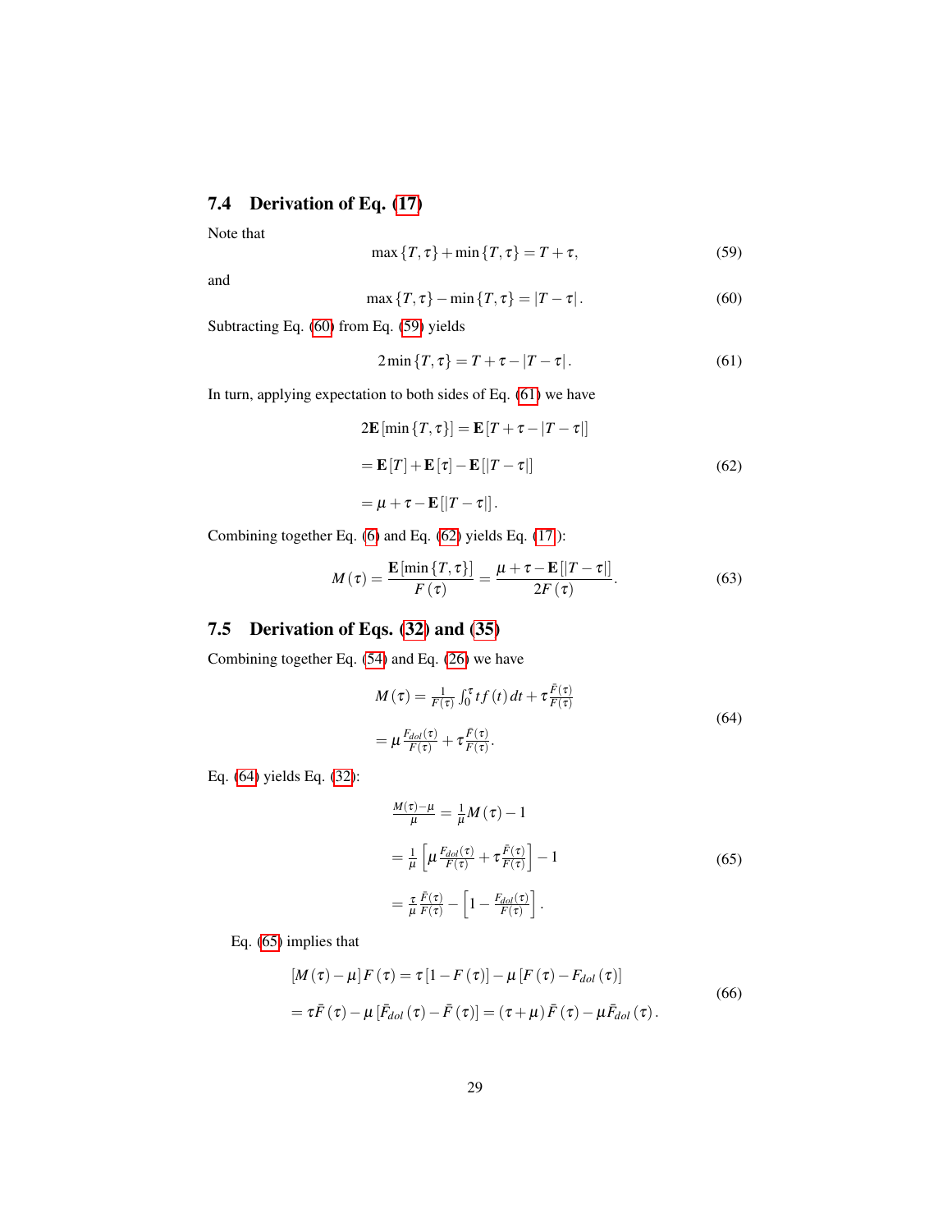### 7.4 Derivation of Eq. (17)

Note that

$$\max\{T,\tau\} + \min\{T,\tau\} = T + \tau, \tag{59}$$

and

$$\max\{T,\tau\} - \min\{T,\tau\} = |T-\tau|. \tag{60}$$

Subtracting Eq. (60) from Eq. (59) yields

$$2\min\{T,\tau\} = T + \tau - |T-\tau|. \tag{61}$$

In turn, applying expectation to both sides of Eq. (61) we have

$$\begin{aligned} 2\mathbf{E}[\min\{T,\tau\}] &= \mathbf{E}[T+\tau-|T-\tau|] \\ &= \mathbf{E}[T] + \mathbf{E}[\tau] - \mathbf{E}[|T-\tau|] \\ &= \mu + \tau - \mathbf{E}[|T-\tau|]. \end{aligned} \tag{62}$$

Combining together Eq. (6) and Eq. (62) yields Eq. (17):

$$M(\tau) = \frac{\mathbf{E}[\min\{T,\tau\}]}{F(\tau)} = \frac{\mu + \tau - \mathbf{E}[|T-\tau|]}{2F(\tau)}. \tag{63}$$

### 7.5 Derivation of Eqs. (32) and (35)

Combining together Eq. (54) and Eq. (26) we have

$$\begin{aligned} M(\tau) &= \tfrac{1}{F(\tau)}\int_0^\tau t f(t)\,dt + \tau\tfrac{\bar{F}(\tau)}{F(\tau)} \\ &= \mu\tfrac{F_{dol}(\tau)}{F(\tau)} + \tau\tfrac{\bar{F}(\tau)}{F(\tau)}. \end{aligned} \tag{64}$$

Eq. (64) yields Eq. (32):

$$\begin{aligned} \tfrac{M(\tau)-\mu}{\mu} &= \tfrac{1}{\mu}M(\tau) - 1 \\ &= \tfrac{1}{\mu}\left[\mu\tfrac{F_{dol}(\tau)}{F(\tau)} + \tau\tfrac{\bar{F}(\tau)}{F(\tau)}\right] - 1 \\ &= \tfrac{\tau}{\mu}\tfrac{\bar{F}(\tau)}{F(\tau)} - \left[1 - \tfrac{F_{dol}(\tau)}{F(\tau)}\right]. \end{aligned} \tag{65}$$

Eq. (65) implies that

$$\begin{aligned} [M(\tau)-\mu]F(\tau) &= \tau[1-F(\tau)] - \mu[F(\tau) - F_{dol}(\tau)] \\ &= \tau\bar{F}(\tau) - \mu[\bar{F}_{dol}(\tau) - \bar{F}(\tau)] = (\tau+\mu)\bar{F}(\tau) - \mu\bar{F}_{dol}(\tau). \end{aligned} \tag{66}$$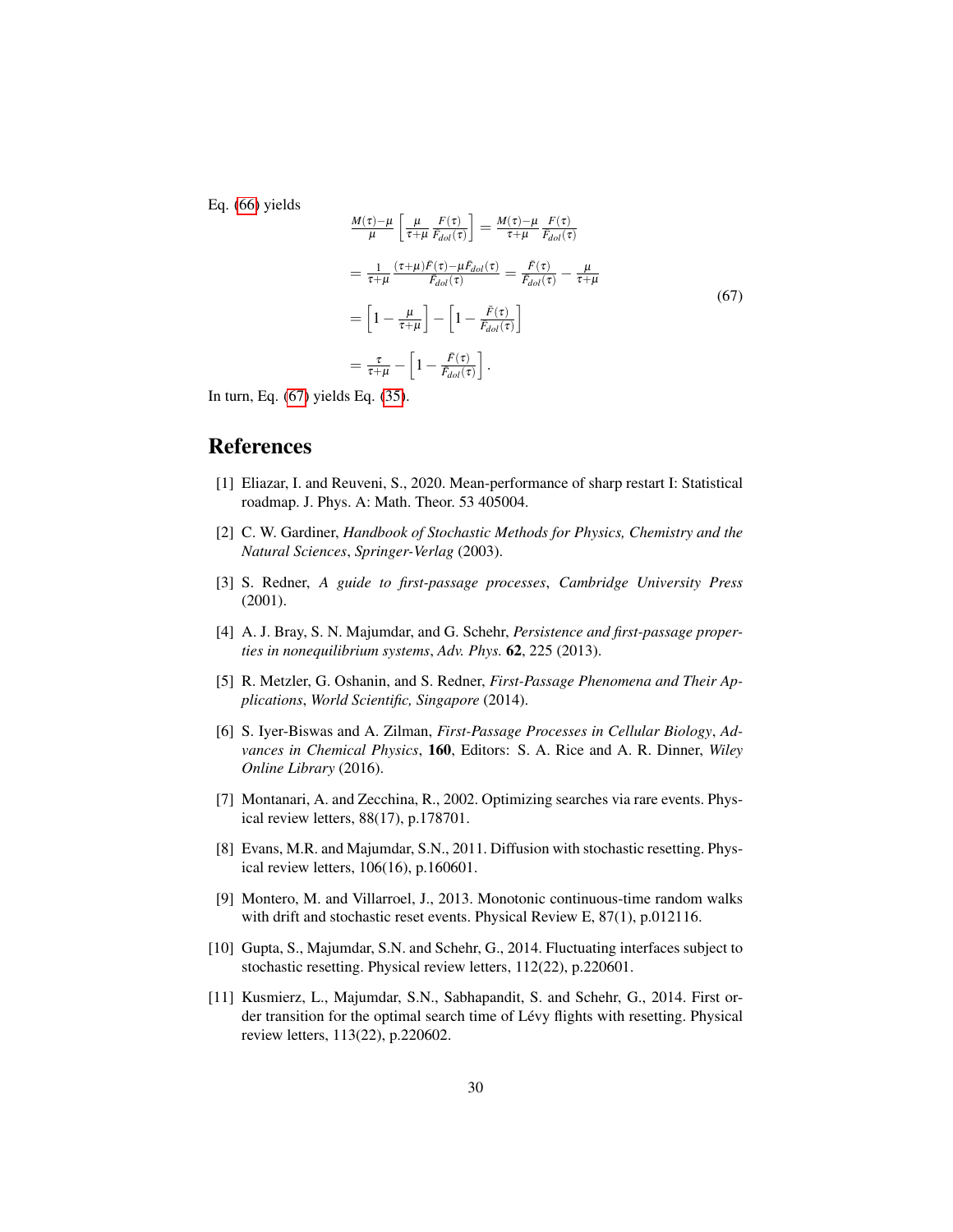Eq. (66) yields

$$
\begin{aligned}
&\tfrac{M(\tau)-\mu}{\mu}\left[\tfrac{\mu}{\tau+\mu}\tfrac{F(\tau)}{F_{dol}(\tau)}\right] = \tfrac{M(\tau)-\mu}{\tau+\mu}\tfrac{F(\tau)}{F_{dol}(\tau)} \\
&= \tfrac{1}{\tau+\mu}\tfrac{(\tau+\mu)\bar{F}(\tau)-\mu\bar{F}_{dol}(\tau)}{\bar{F}_{dol}(\tau)} = \tfrac{\bar{F}(\tau)}{\bar{F}_{dol}(\tau)} - \tfrac{\mu}{\tau+\mu} \\
&= \left[1-\tfrac{\mu}{\tau+\mu}\right] - \left[1-\tfrac{\bar{F}(\tau)}{\bar{F}_{dol}(\tau)}\right] \\
&= \tfrac{\tau}{\tau+\mu} - \left[1-\tfrac{\bar{F}(\tau)}{\bar{F}_{dol}(\tau)}\right].
\end{aligned}
\tag{67}
$$

In turn, Eq. (67) yields Eq. (35).

# References

[1] Eliazar, I. and Reuveni, S., 2020. Mean-performance of sharp restart I: Statistical roadmap. J. Phys. A: Math. Theor. 53 405004.

[2] C. W. Gardiner, *Handbook of Stochastic Methods for Physics, Chemistry and the Natural Sciences*, *Springer-Verlag* (2003).

[3] S. Redner, *A guide to first-passage processes*, *Cambridge University Press* (2001).

[4] A. J. Bray, S. N. Majumdar, and G. Schehr, *Persistence and first-passage properties in nonequilibrium systems*, *Adv. Phys.* **62**, 225 (2013).

[5] R. Metzler, G. Oshanin, and S. Redner, *First-Passage Phenomena and Their Applications*, *World Scientific, Singapore* (2014).

[6] S. Iyer-Biswas and A. Zilman, *First-Passage Processes in Cellular Biology*, *Advances in Chemical Physics*, **160**, Editors: S. A. Rice and A. R. Dinner, *Wiley Online Library* (2016).

[7] Montanari, A. and Zecchina, R., 2002. Optimizing searches via rare events. Physical review letters, 88(17), p.178701.

[8] Evans, M.R. and Majumdar, S.N., 2011. Diffusion with stochastic resetting. Physical review letters, 106(16), p.160601.

[9] Montero, M. and Villarroel, J., 2013. Monotonic continuous-time random walks with drift and stochastic reset events. Physical Review E, 87(1), p.012116.

[10] Gupta, S., Majumdar, S.N. and Schehr, G., 2014. Fluctuating interfaces subject to stochastic resetting. Physical review letters, 112(22), p.220601.

[11] Kusmierz, L., Majumdar, S.N., Sabhapandit, S. and Schehr, G., 2014. First order transition for the optimal search time of Lévy flights with resetting. Physical review letters, 113(22), p.220602.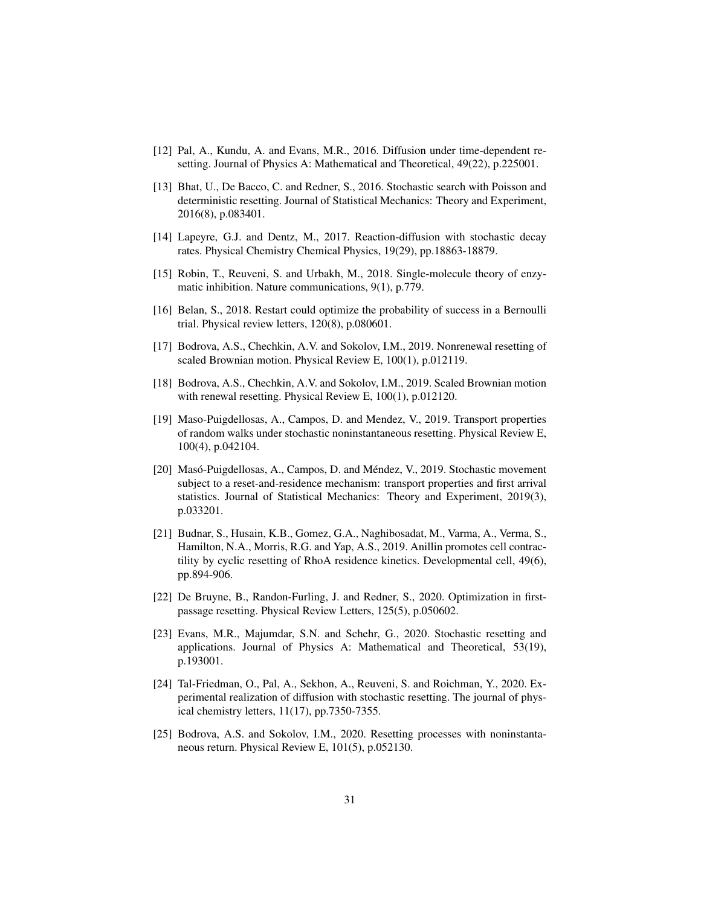[12] Pal, A., Kundu, A. and Evans, M.R., 2016. Diffusion under time-dependent resetting. Journal of Physics A: Mathematical and Theoretical, 49(22), p.225001.

[13] Bhat, U., De Bacco, C. and Redner, S., 2016. Stochastic search with Poisson and deterministic resetting. Journal of Statistical Mechanics: Theory and Experiment, 2016(8), p.083401.

[14] Lapeyre, G.J. and Dentz, M., 2017. Reaction-diffusion with stochastic decay rates. Physical Chemistry Chemical Physics, 19(29), pp.18863-18879.

[15] Robin, T., Reuveni, S. and Urbakh, M., 2018. Single-molecule theory of enzymatic inhibition. Nature communications, 9(1), p.779.

[16] Belan, S., 2018. Restart could optimize the probability of success in a Bernoulli trial. Physical review letters, 120(8), p.080601.

[17] Bodrova, A.S., Chechkin, A.V. and Sokolov, I.M., 2019. Nonrenewal resetting of scaled Brownian motion. Physical Review E, 100(1), p.012119.

[18] Bodrova, A.S., Chechkin, A.V. and Sokolov, I.M., 2019. Scaled Brownian motion with renewal resetting. Physical Review E, 100(1), p.012120.

[19] Maso-Puigdellosas, A., Campos, D. and Mendez, V., 2019. Transport properties of random walks under stochastic noninstantaneous resetting. Physical Review E, 100(4), p.042104.

[20] Masó-Puigdellosas, A., Campos, D. and Méndez, V., 2019. Stochastic movement subject to a reset-and-residence mechanism: transport properties and first arrival statistics. Journal of Statistical Mechanics: Theory and Experiment, 2019(3), p.033201.

[21] Budnar, S., Husain, K.B., Gomez, G.A., Naghibosadat, M., Varma, A., Verma, S., Hamilton, N.A., Morris, R.G. and Yap, A.S., 2019. Anillin promotes cell contractility by cyclic resetting of RhoA residence kinetics. Developmental cell, 49(6), pp.894-906.

[22] De Bruyne, B., Randon-Furling, J. and Redner, S., 2020. Optimization in first-passage resetting. Physical Review Letters, 125(5), p.050602.

[23] Evans, M.R., Majumdar, S.N. and Schehr, G., 2020. Stochastic resetting and applications. Journal of Physics A: Mathematical and Theoretical, 53(19), p.193001.

[24] Tal-Friedman, O., Pal, A., Sekhon, A., Reuveni, S. and Roichman, Y., 2020. Experimental realization of diffusion with stochastic resetting. The journal of physical chemistry letters, 11(17), pp.7350-7355.

[25] Bodrova, A.S. and Sokolov, I.M., 2020. Resetting processes with noninstantaneous return. Physical Review E, 101(5), p.052130.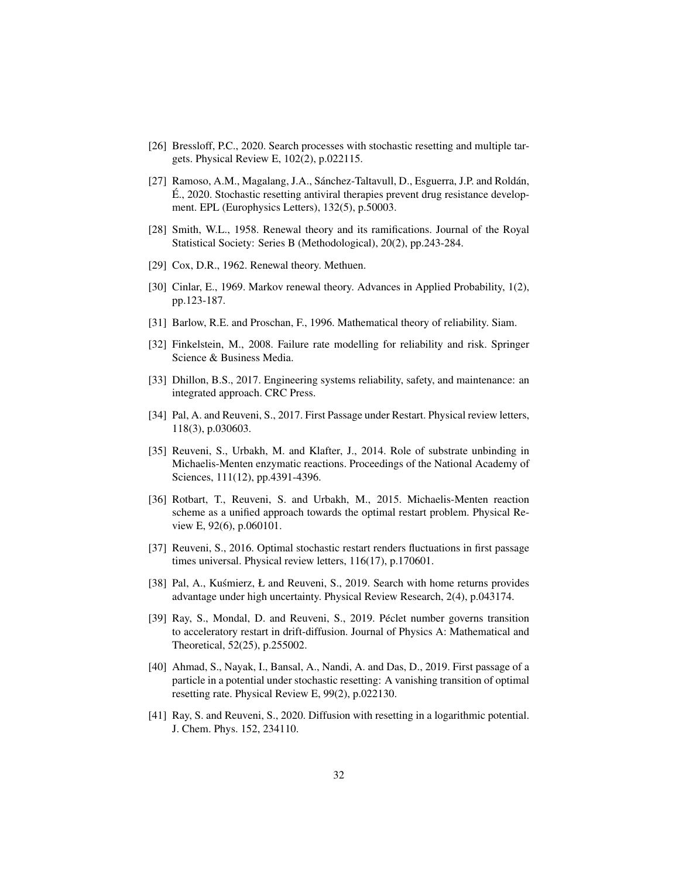[26] Bressloff, P.C., 2020. Search processes with stochastic resetting and multiple targets. Physical Review E, 102(2), p.022115.

[27] Ramoso, A.M., Magalang, J.A., Sánchez-Taltavull, D., Esguerra, J.P. and Roldán, É., 2020. Stochastic resetting antiviral therapies prevent drug resistance development. EPL (Europhysics Letters), 132(5), p.50003.

[28] Smith, W.L., 1958. Renewal theory and its ramifications. Journal of the Royal Statistical Society: Series B (Methodological), 20(2), pp.243-284.

[29] Cox, D.R., 1962. Renewal theory. Methuen.

[30] Cinlar, E., 1969. Markov renewal theory. Advances in Applied Probability, 1(2), pp.123-187.

[31] Barlow, R.E. and Proschan, F., 1996. Mathematical theory of reliability. Siam.

[32] Finkelstein, M., 2008. Failure rate modelling for reliability and risk. Springer Science & Business Media.

[33] Dhillon, B.S., 2017. Engineering systems reliability, safety, and maintenance: an integrated approach. CRC Press.

[34] Pal, A. and Reuveni, S., 2017. First Passage under Restart. Physical review letters, 118(3), p.030603.

[35] Reuveni, S., Urbakh, M. and Klafter, J., 2014. Role of substrate unbinding in Michaelis-Menten enzymatic reactions. Proceedings of the National Academy of Sciences, 111(12), pp.4391-4396.

[36] Rotbart, T., Reuveni, S. and Urbakh, M., 2015. Michaelis-Menten reaction scheme as a unified approach towards the optimal restart problem. Physical Review E, 92(6), p.060101.

[37] Reuveni, S., 2016. Optimal stochastic restart renders fluctuations in first passage times universal. Physical review letters, 116(17), p.170601.

[38] Pal, A., Kuśmierz, Ł and Reuveni, S., 2019. Search with home returns provides advantage under high uncertainty. Physical Review Research, 2(4), p.043174.

[39] Ray, S., Mondal, D. and Reuveni, S., 2019. Péclet number governs transition to acceleratory restart in drift-diffusion. Journal of Physics A: Mathematical and Theoretical, 52(25), p.255002.

[40] Ahmad, S., Nayak, I., Bansal, A., Nandi, A. and Das, D., 2019. First passage of a particle in a potential under stochastic resetting: A vanishing transition of optimal resetting rate. Physical Review E, 99(2), p.022130.

[41] Ray, S. and Reuveni, S., 2020. Diffusion with resetting in a logarithmic potential. J. Chem. Phys. 152, 234110.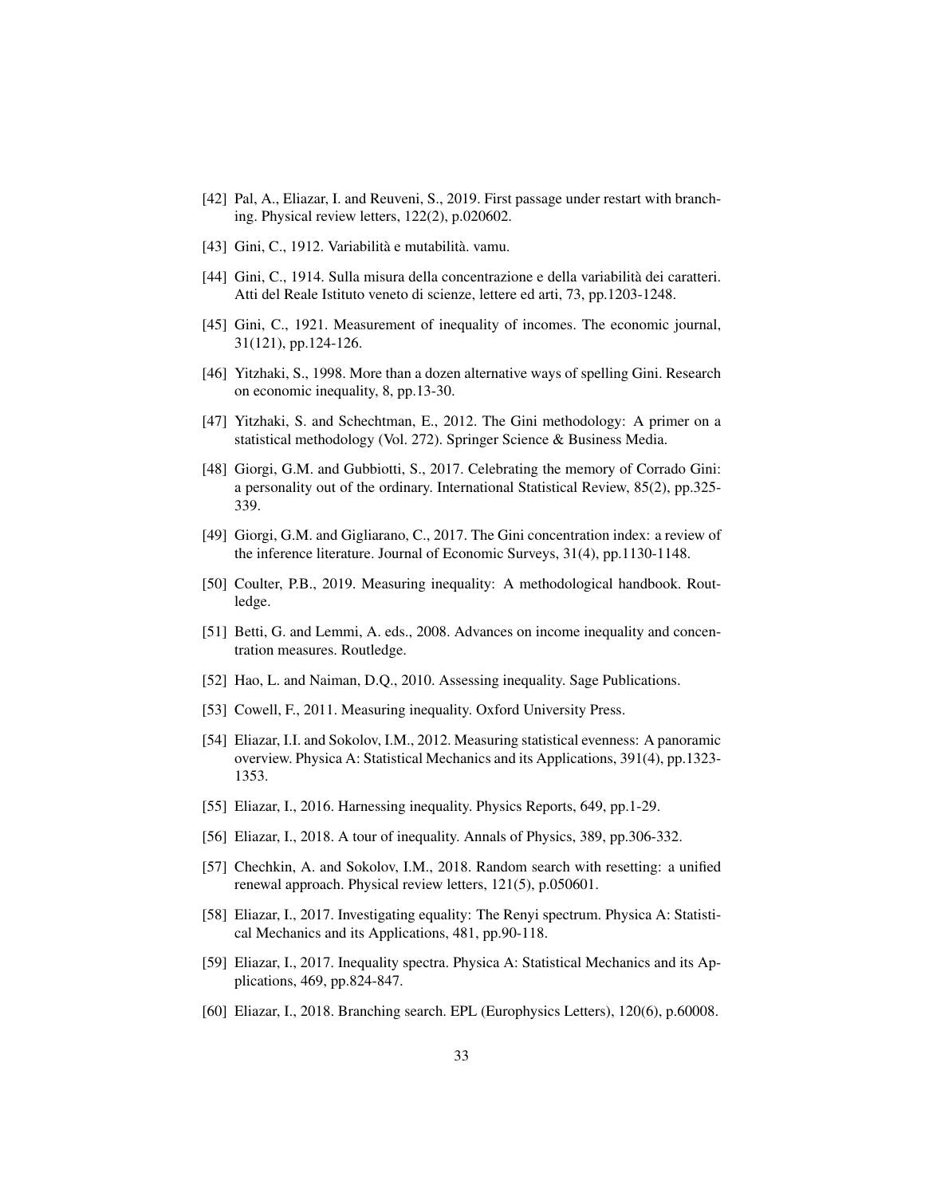[42] Pal, A., Eliazar, I. and Reuveni, S., 2019. First passage under restart with branching. Physical review letters, 122(2), p.020602.

[43] Gini, C., 1912. Variabilità e mutabilità. vamu.

[44] Gini, C., 1914. Sulla misura della concentrazione e della variabilità dei caratteri. Atti del Reale Istituto veneto di scienze, lettere ed arti, 73, pp.1203-1248.

[45] Gini, C., 1921. Measurement of inequality of incomes. The economic journal, 31(121), pp.124-126.

[46] Yitzhaki, S., 1998. More than a dozen alternative ways of spelling Gini. Research on economic inequality, 8, pp.13-30.

[47] Yitzhaki, S. and Schechtman, E., 2012. The Gini methodology: A primer on a statistical methodology (Vol. 272). Springer Science & Business Media.

[48] Giorgi, G.M. and Gubbiotti, S., 2017. Celebrating the memory of Corrado Gini: a personality out of the ordinary. International Statistical Review, 85(2), pp.325-339.

[49] Giorgi, G.M. and Gigliarano, C., 2017. The Gini concentration index: a review of the inference literature. Journal of Economic Surveys, 31(4), pp.1130-1148.

[50] Coulter, P.B., 2019. Measuring inequality: A methodological handbook. Routledge.

[51] Betti, G. and Lemmi, A. eds., 2008. Advances on income inequality and concentration measures. Routledge.

[52] Hao, L. and Naiman, D.Q., 2010. Assessing inequality. Sage Publications.

[53] Cowell, F., 2011. Measuring inequality. Oxford University Press.

[54] Eliazar, I.I. and Sokolov, I.M., 2012. Measuring statistical evenness: A panoramic overview. Physica A: Statistical Mechanics and its Applications, 391(4), pp.1323-1353.

[55] Eliazar, I., 2016. Harnessing inequality. Physics Reports, 649, pp.1-29.

[56] Eliazar, I., 2018. A tour of inequality. Annals of Physics, 389, pp.306-332.

[57] Chechkin, A. and Sokolov, I.M., 2018. Random search with resetting: a unified renewal approach. Physical review letters, 121(5), p.050601.

[58] Eliazar, I., 2017. Investigating equality: The Renyi spectrum. Physica A: Statistical Mechanics and its Applications, 481, pp.90-118.

[59] Eliazar, I., 2017. Inequality spectra. Physica A: Statistical Mechanics and its Applications, 469, pp.824-847.

[60] Eliazar, I., 2018. Branching search. EPL (Europhysics Letters), 120(6), p.60008.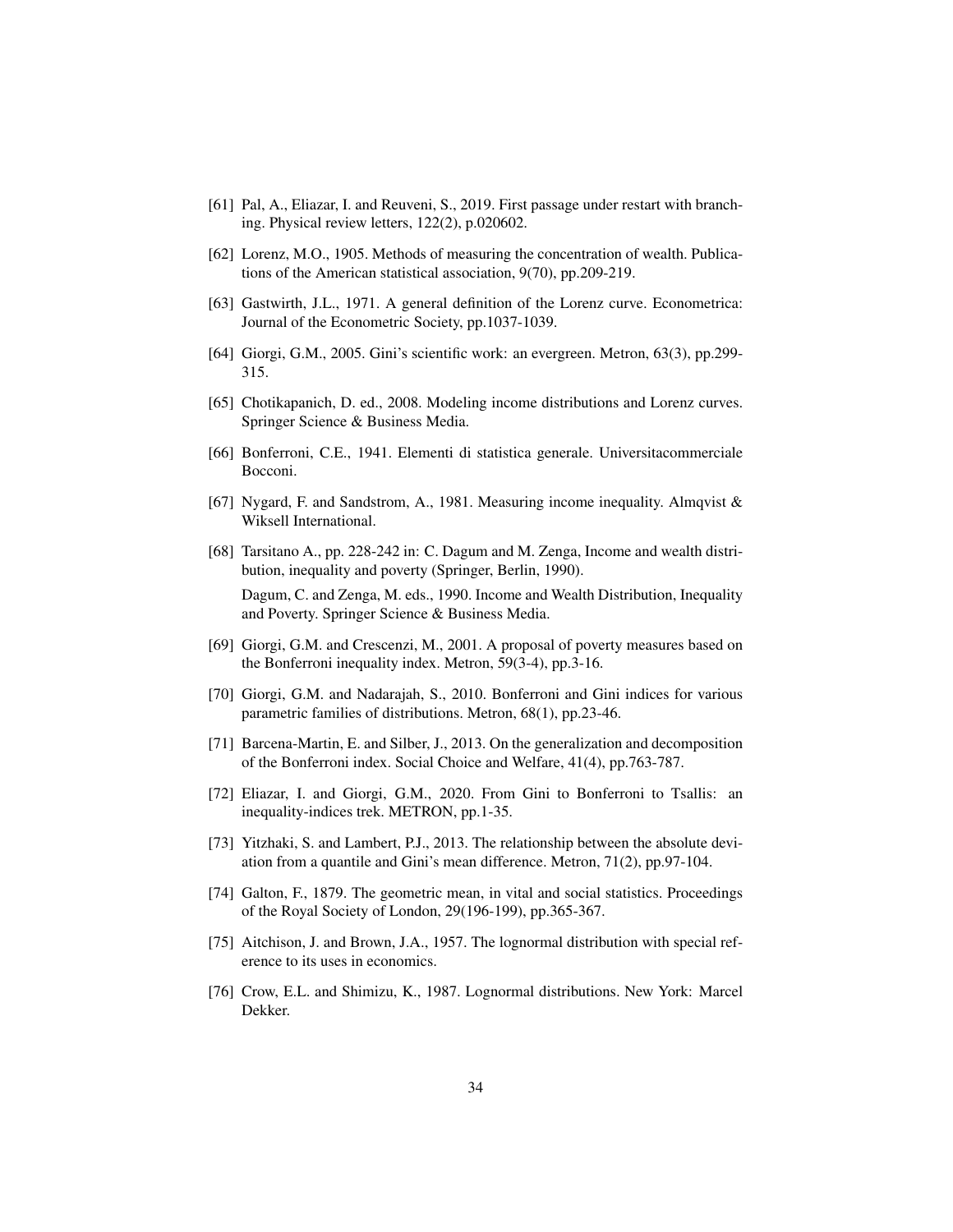[61] Pal, A., Eliazar, I. and Reuveni, S., 2019. First passage under restart with branching. Physical review letters, 122(2), p.020602.

[62] Lorenz, M.O., 1905. Methods of measuring the concentration of wealth. Publications of the American statistical association, 9(70), pp.209-219.

[63] Gastwirth, J.L., 1971. A general definition of the Lorenz curve. Econometrica: Journal of the Econometric Society, pp.1037-1039.

[64] Giorgi, G.M., 2005. Gini's scientific work: an evergreen. Metron, 63(3), pp.299-315.

[65] Chotikapanich, D. ed., 2008. Modeling income distributions and Lorenz curves. Springer Science & Business Media.

[66] Bonferroni, C.E., 1941. Elementi di statistica generale. Universitacommerciale Bocconi.

[67] Nygard, F. and Sandstrom, A., 1981. Measuring income inequality. Almqvist & Wiksell International.

[68] Tarsitano A., pp. 228-242 in: C. Dagum and M. Zenga, Income and wealth distribution, inequality and poverty (Springer, Berlin, 1990).

Dagum, C. and Zenga, M. eds., 1990. Income and Wealth Distribution, Inequality and Poverty. Springer Science & Business Media.

[69] Giorgi, G.M. and Crescenzi, M., 2001. A proposal of poverty measures based on the Bonferroni inequality index. Metron, 59(3-4), pp.3-16.

[70] Giorgi, G.M. and Nadarajah, S., 2010. Bonferroni and Gini indices for various parametric families of distributions. Metron, 68(1), pp.23-46.

[71] Barcena-Martin, E. and Silber, J., 2013. On the generalization and decomposition of the Bonferroni index. Social Choice and Welfare, 41(4), pp.763-787.

[72] Eliazar, I. and Giorgi, G.M., 2020. From Gini to Bonferroni to Tsallis: an inequality-indices trek. METRON, pp.1-35.

[73] Yitzhaki, S. and Lambert, P.J., 2013. The relationship between the absolute deviation from a quantile and Gini's mean difference. Metron, 71(2), pp.97-104.

[74] Galton, F., 1879. The geometric mean, in vital and social statistics. Proceedings of the Royal Society of London, 29(196-199), pp.365-367.

[75] Aitchison, J. and Brown, J.A., 1957. The lognormal distribution with special reference to its uses in economics.

[76] Crow, E.L. and Shimizu, K., 1987. Lognormal distributions. New York: Marcel Dekker.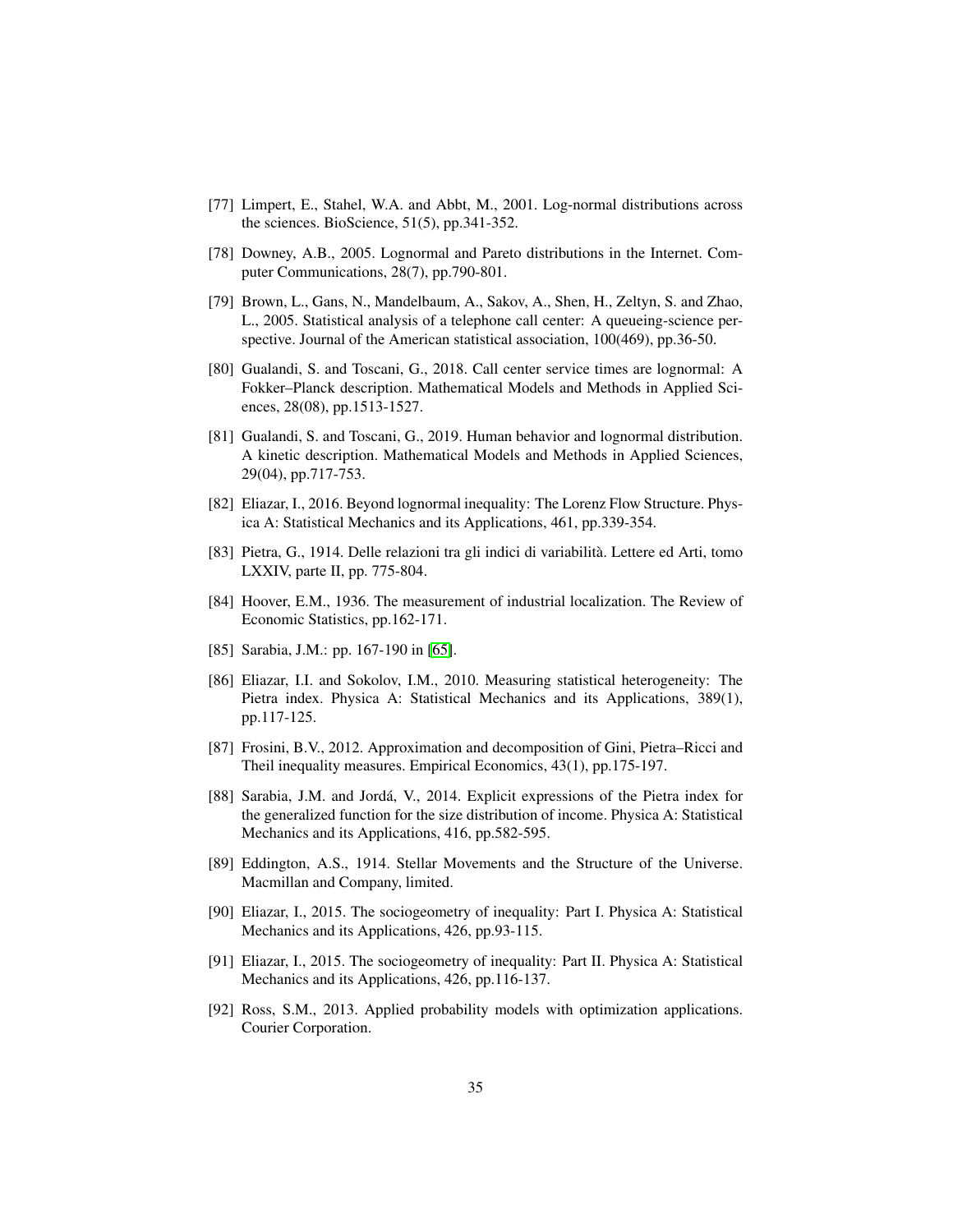[77] Limpert, E., Stahel, W.A. and Abbt, M., 2001. Log-normal distributions across the sciences. BioScience, 51(5), pp.341-352.

[78] Downey, A.B., 2005. Lognormal and Pareto distributions in the Internet. Computer Communications, 28(7), pp.790-801.

[79] Brown, L., Gans, N., Mandelbaum, A., Sakov, A., Shen, H., Zeltyn, S. and Zhao, L., 2005. Statistical analysis of a telephone call center: A queueing-science perspective. Journal of the American statistical association, 100(469), pp.36-50.

[80] Gualandi, S. and Toscani, G., 2018. Call center service times are lognormal: A Fokker–Planck description. Mathematical Models and Methods in Applied Sciences, 28(08), pp.1513-1527.

[81] Gualandi, S. and Toscani, G., 2019. Human behavior and lognormal distribution. A kinetic description. Mathematical Models and Methods in Applied Sciences, 29(04), pp.717-753.

[82] Eliazar, I., 2016. Beyond lognormal inequality: The Lorenz Flow Structure. Physica A: Statistical Mechanics and its Applications, 461, pp.339-354.

[83] Pietra, G., 1914. Delle relazioni tra gli indici di variabilità. Lettere ed Arti, tomo LXXIV, parte II, pp. 775-804.

[84] Hoover, E.M., 1936. The measurement of industrial localization. The Review of Economic Statistics, pp.162-171.

[85] Sarabia, J.M.: pp. 167-190 in [65].

[86] Eliazar, I.I. and Sokolov, I.M., 2010. Measuring statistical heterogeneity: The Pietra index. Physica A: Statistical Mechanics and its Applications, 389(1), pp.117-125.

[87] Frosini, B.V., 2012. Approximation and decomposition of Gini, Pietra–Ricci and Theil inequality measures. Empirical Economics, 43(1), pp.175-197.

[88] Sarabia, J.M. and Jordá, V., 2014. Explicit expressions of the Pietra index for the generalized function for the size distribution of income. Physica A: Statistical Mechanics and its Applications, 416, pp.582-595.

[89] Eddington, A.S., 1914. Stellar Movements and the Structure of the Universe. Macmillan and Company, limited.

[90] Eliazar, I., 2015. The sociogeometry of inequality: Part I. Physica A: Statistical Mechanics and its Applications, 426, pp.93-115.

[91] Eliazar, I., 2015. The sociogeometry of inequality: Part II. Physica A: Statistical Mechanics and its Applications, 426, pp.116-137.

[92] Ross, S.M., 2013. Applied probability models with optimization applications. Courier Corporation.